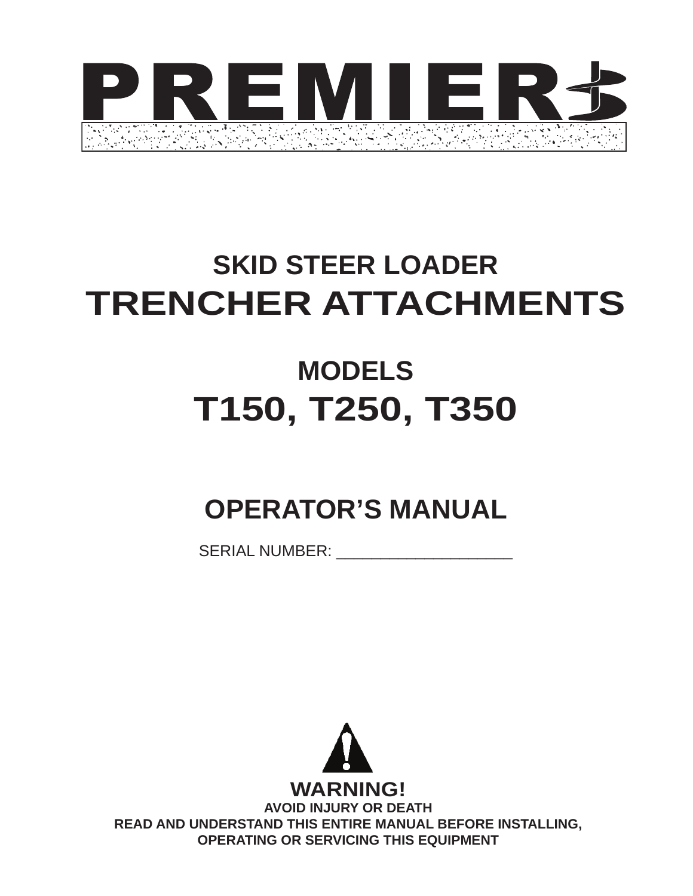# PREMIER

## SKID STEER LOADER

# TRENCHER ATTACHMENTS

## MODELS

# T150, T250, T350

## OPERATOR'S MANUAL

SERIAL NUMBER: ____________________

**WARNING!**

**AVOID INJURY OR DEATH**

**READ AND UNDERSTAND THIS ENTIRE MANUAL BEFORE INSTALLING, OPERATING OR SERVICING THIS EQUIPMENT**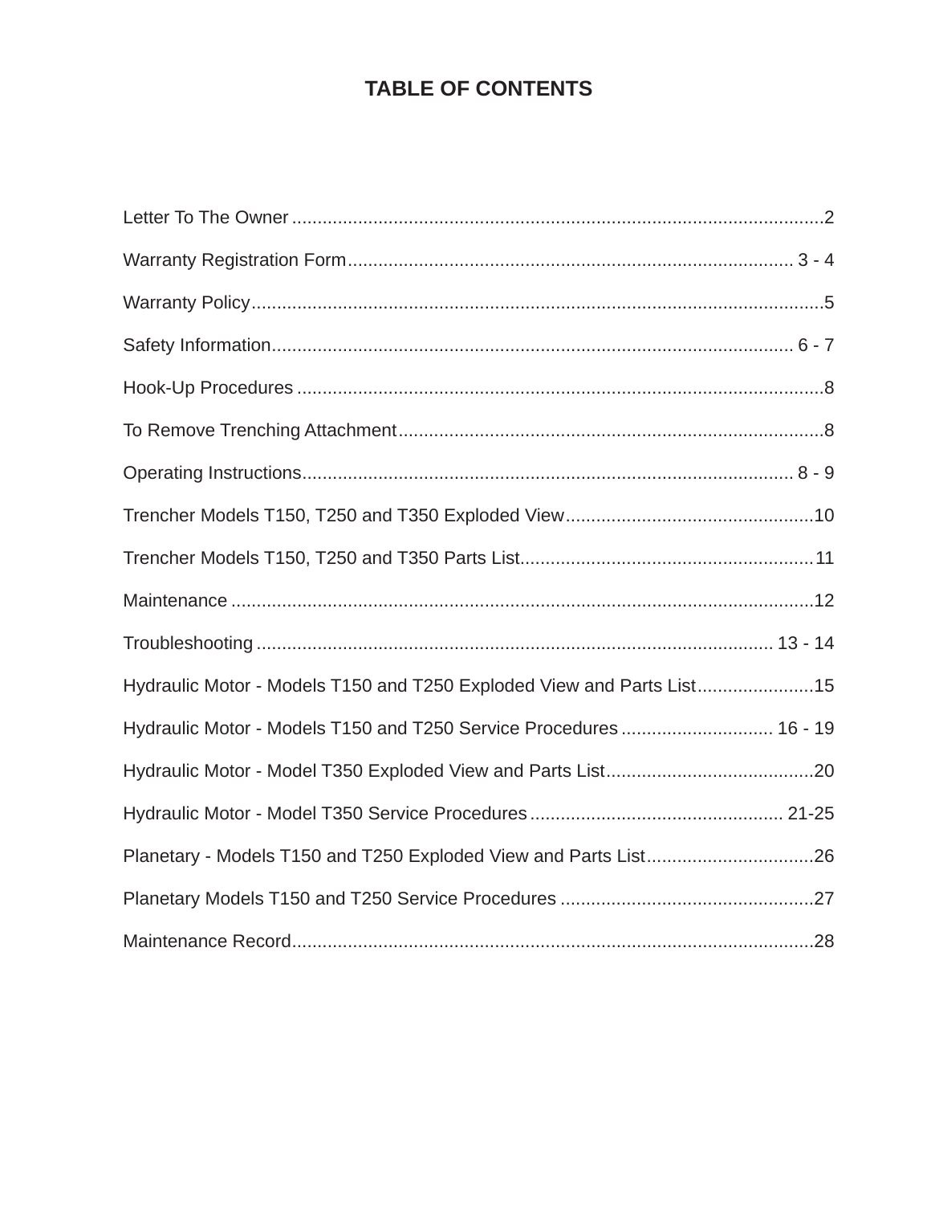# TABLE OF CONTENTS

Letter To The Owner ........................................................................................................2

Warranty Registration Form....................................................................................... 3 - 4

Warranty Policy...............................................................................................................5

Safety Information...................................................................................................... 6 - 7

Hook-Up Procedures .......................................................................................................8

To Remove Trenching Attachment...................................................................................8

Operating Instructions................................................................................................ 8 - 9

Trencher Models T150, T250 and T350 Exploded View................................................10

Trencher Models T150, T250 and T350 Parts List.........................................................11

Maintenance ..................................................................................................................12

Troubleshooting .................................................................................................... 13 - 14

Hydraulic Motor - Models T150 and T250 Exploded View and Parts List.......................15

Hydraulic Motor - Models T150 and T250 Service Procedures .............................. 16 - 19

Hydraulic Motor - Model T350 Exploded View and Parts List.........................................20

Hydraulic Motor - Model T350 Service Procedures ................................................. 21-25

Planetary - Models T150 and T250 Exploded View and Parts List.................................26

Planetary Models T150 and T250 Service Procedures .................................................27

Maintenance Record......................................................................................................28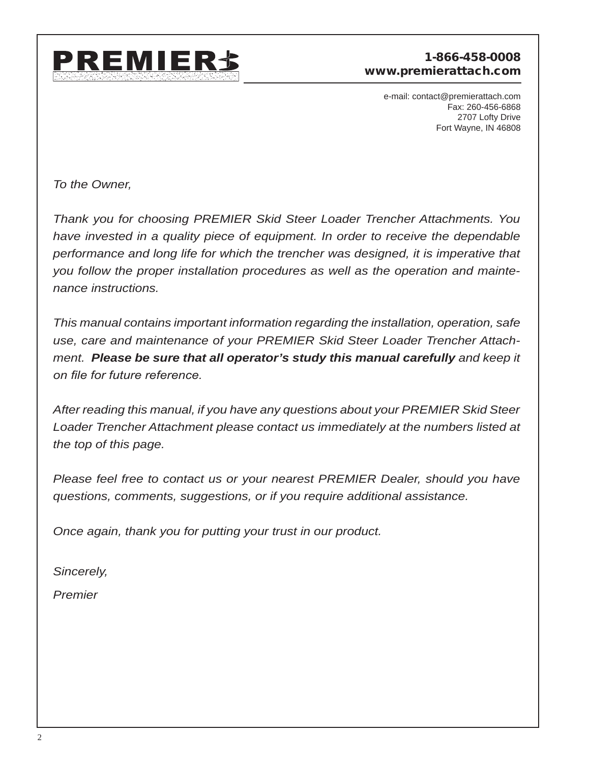# PREMIER

**1-866-458-0008**
**www.premierattach.com**

e-mail: contact@premierattach.com
Fax: 260-456-6868
2707 Lofty Drive
Fort Wayne, IN 46808

*To the Owner,*

*Thank you for choosing PREMIER Skid Steer Loader Trencher Attachments. You have invested in a quality piece of equipment. In order to receive the dependable performance and long life for which the trencher was designed, it is imperative that you follow the proper installation procedures as well as the operation and maintenance instructions.*

*This manual contains important information regarding the installation, operation, safe use, care and maintenance of your PREMIER Skid Steer Loader Trencher Attachment.* ***Please be sure that all operator's study this manual carefully*** *and keep it on file for future reference.*

*After reading this manual, if you have any questions about your PREMIER Skid Steer Loader Trencher Attachment please contact us immediately at the numbers listed at the top of this page.*

*Please feel free to contact us or your nearest PREMIER Dealer, should you have questions, comments, suggestions, or if you require additional assistance.*

*Once again, thank you for putting your trust in our product.*

*Sincerely,*

*Premier*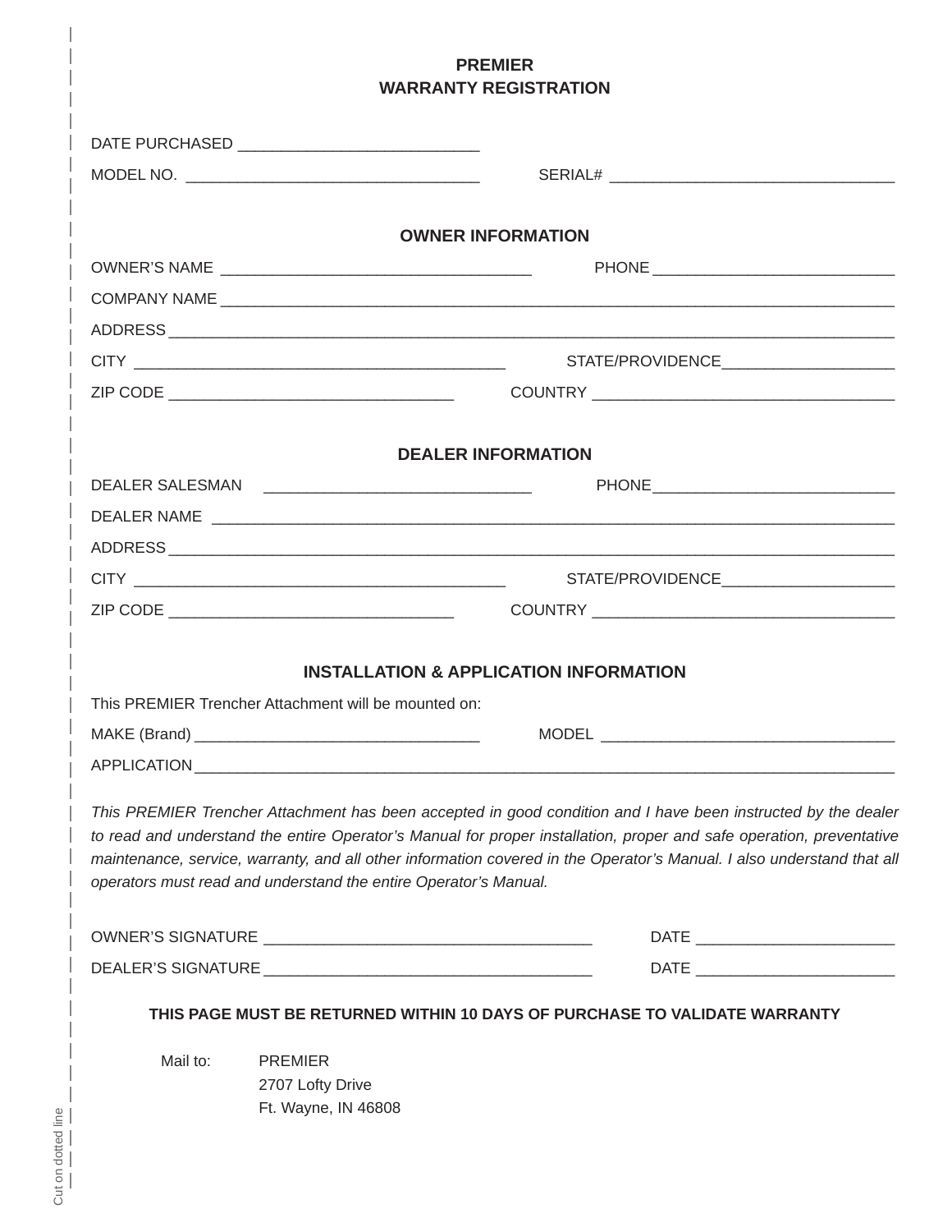# PREMIER
# WARRANTY REGISTRATION

DATE PURCHASED ____________________________

MODEL NO. __________________________________ SERIAL# ________________________________

## OWNER INFORMATION

OWNER'S NAME ___________________________________ PHONE ___________________________

COMPANY NAME ____________________________________________________________________________

ADDRESS ________________________________________________________________________________

CITY ___________________________________________ STATE/PROVIDENCE ____________________

ZIP CODE _________________________________ COUNTRY __________________________________

## DEALER INFORMATION

DEALER SALESMAN ______________________________ PHONE ___________________________

DEALER NAME ____________________________________________________________________________

ADDRESS ________________________________________________________________________________

CITY ___________________________________________ STATE/PROVIDENCE ____________________

ZIP CODE _________________________________ COUNTRY __________________________________

## INSTALLATION & APPLICATION INFORMATION

This PREMIER Trencher Attachment will be mounted on:

MAKE (Brand) _________________________________ MODEL __________________________________

APPLICATION ____________________________________________________________________________

*This PREMIER Trencher Attachment has been accepted in good condition and I have been instructed by the dealer to read and understand the entire Operator's Manual for proper installation, proper and safe operation, preventative maintenance, service, warranty, and all other information covered in the Operator's Manual. I also understand that all operators must read and understand the entire Operator's Manual.*

OWNER'S SIGNATURE ______________________________________ DATE _______________________

DEALER'S SIGNATURE _____________________________________ DATE _______________________

**THIS PAGE MUST BE RETURNED WITHIN 10 DAYS OF PURCHASE TO VALIDATE WARRANTY**

Mail to: PREMIER
2707 Lofty Drive
Ft. Wayne, IN 46808

Cut on dotted line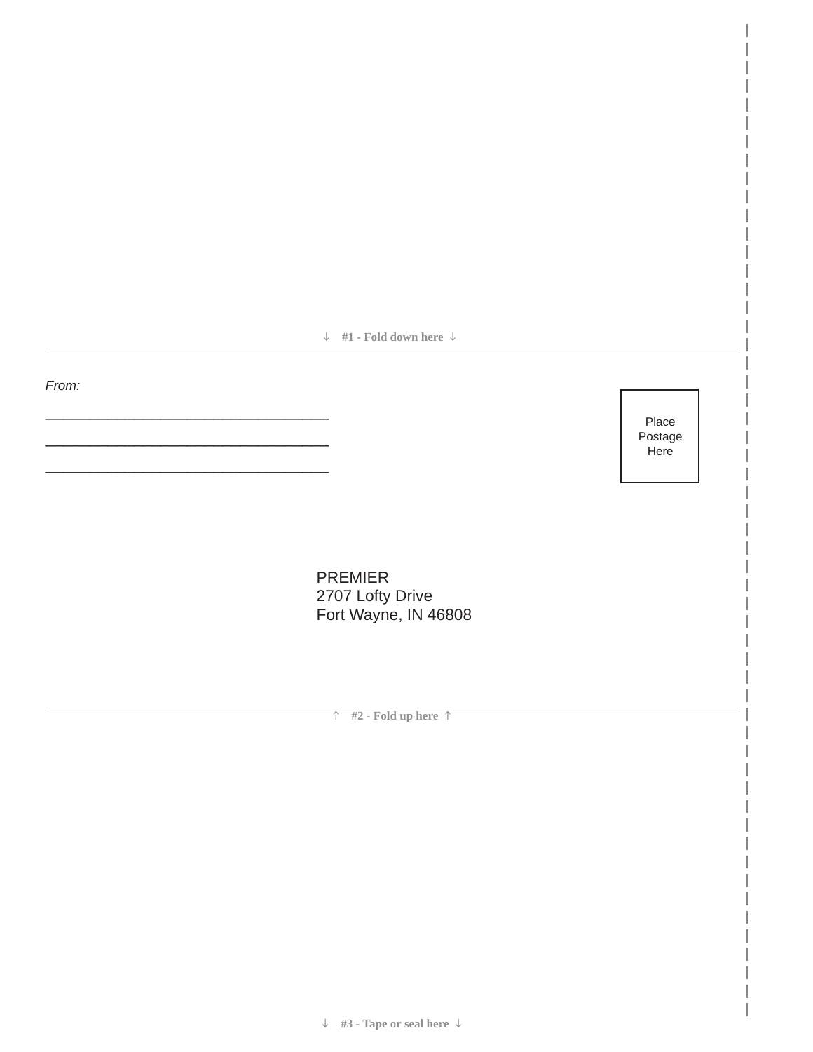↓ #1 - Fold down here ↓

*From:*

____________________________________

____________________________________

____________________________________

Place Postage Here

PREMIER
2707 Lofty Drive
Fort Wayne, IN 46808

↑ #2 - Fold up here ↑

↓ #3 - Tape or seal here ↓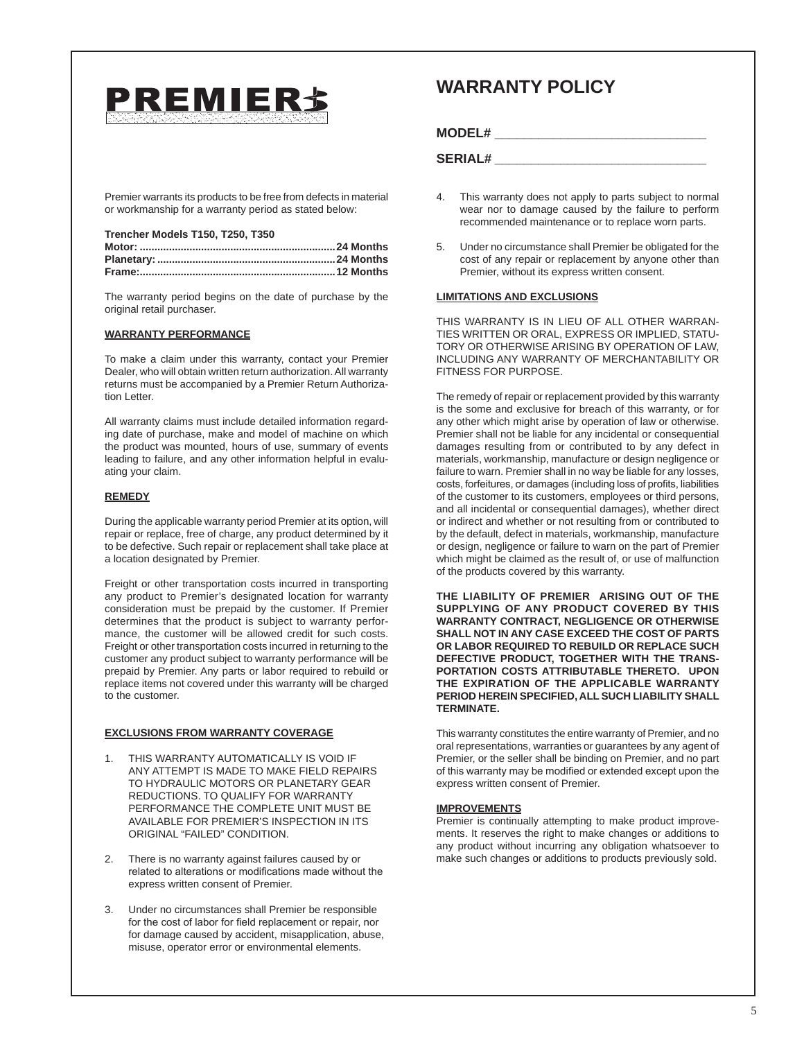PREMIER

# WARRANTY POLICY

**MODEL#** ______________________________

**SERIAL#** ______________________________

Premier warrants its products to be free from defects in material or workmanship for a warranty period as stated below:

**Trencher Models T150, T250, T350**

**Motor:** ................................................................ **24 Months**
**Planetary:** .......................................................... **24 Months**
**Frame:** ................................................................ **12 Months**

The warranty period begins on the date of purchase by the original retail purchaser.

**WARRANTY PERFORMANCE**

To make a claim under this warranty, contact your Premier Dealer, who will obtain written return authorization. All warranty returns must be accompanied by a Premier Return Authorization Letter.

All warranty claims must include detailed information regarding date of purchase, make and model of machine on which the product was mounted, hours of use, summary of events leading to failure, and any other information helpful in evaluating your claim.

**REMEDY**

During the applicable warranty period Premier at its option, will repair or replace, free of charge, any product determined by it to be defective. Such repair or replacement shall take place at a location designated by Premier.

Freight or other transportation costs incurred in transporting any product to Premier's designated location for warranty consideration must be prepaid by the customer. If Premier determines that the product is subject to warranty performance, the customer will be allowed credit for such costs. Freight or other transportation costs incurred in returning to the customer any product subject to warranty performance will be prepaid by Premier. Any parts or labor required to rebuild or replace items not covered under this warranty will be charged to the customer.

**EXCLUSIONS FROM WARRANTY COVERAGE**

1. THIS WARRANTY AUTOMATICALLY IS VOID IF ANY ATTEMPT IS MADE TO MAKE FIELD REPAIRS TO HYDRAULIC MOTORS OR PLANETARY GEAR REDUCTIONS. TO QUALIFY FOR WARRANTY PERFORMANCE THE COMPLETE UNIT MUST BE AVAILABLE FOR PREMIER'S INSPECTION IN ITS ORIGINAL "FAILED" CONDITION.

2. There is no warranty against failures caused by or related to alterations or modifications made without the express written consent of Premier.

3. Under no circumstances shall Premier be responsible for the cost of labor for field replacement or repair, nor for damage caused by accident, misapplication, abuse, misuse, operator error or environmental elements.

4. This warranty does not apply to parts subject to normal wear nor to damage caused by the failure to perform recommended maintenance or to replace worn parts.

5. Under no circumstance shall Premier be obligated for the cost of any repair or replacement by anyone other than Premier, without its express written consent.

**LIMITATIONS AND EXCLUSIONS**

THIS WARRANTY IS IN LIEU OF ALL OTHER WARRANTIES WRITTEN OR ORAL, EXPRESS OR IMPLIED, STATUTORY OR OTHERWISE ARISING BY OPERATION OF LAW, INCLUDING ANY WARRANTY OF MERCHANTABILITY OR FITNESS FOR PURPOSE.

The remedy of repair or replacement provided by this warranty is the some and exclusive for breach of this warranty, or for any other which might arise by operation of law or otherwise. Premier shall not be liable for any incidental or consequential damages resulting from or contributed to by any defect in materials, workmanship, manufacture or design negligence or failure to warn. Premier shall in no way be liable for any losses, costs, forfeitures, or damages (including loss of profits, liabilities of the customer to its customers, employees or third persons, and all incidental or consequential damages), whether direct or indirect and whether or not resulting from or contributed to by the default, defect in materials, workmanship, manufacture or design, negligence or failure to warn on the part of Premier which might be claimed as the result of, or use of malfunction of the products covered by this warranty.

**THE LIABILITY OF PREMIER ARISING OUT OF THE SUPPLYING OF ANY PRODUCT COVERED BY THIS WARRANTY CONTRACT, NEGLIGENCE OR OTHERWISE SHALL NOT IN ANY CASE EXCEED THE COST OF PARTS OR LABOR REQUIRED TO REBUILD OR REPLACE SUCH DEFECTIVE PRODUCT, TOGETHER WITH THE TRANSPORTATION COSTS ATTRIBUTABLE THERETO. UPON THE EXPIRATION OF THE APPLICABLE WARRANTY PERIOD HEREIN SPECIFIED, ALL SUCH LIABILITY SHALL TERMINATE.**

This warranty constitutes the entire warranty of Premier, and no oral representations, warranties or guarantees by any agent of Premier, or the seller shall be binding on Premier, and no part of this warranty may be modified or extended except upon the express written consent of Premier.

**IMPROVEMENTS**

Premier is continually attempting to make product improvements. It reserves the right to make changes or additions to any product without incurring any obligation whatsoever to make such changes or additions to products previously sold.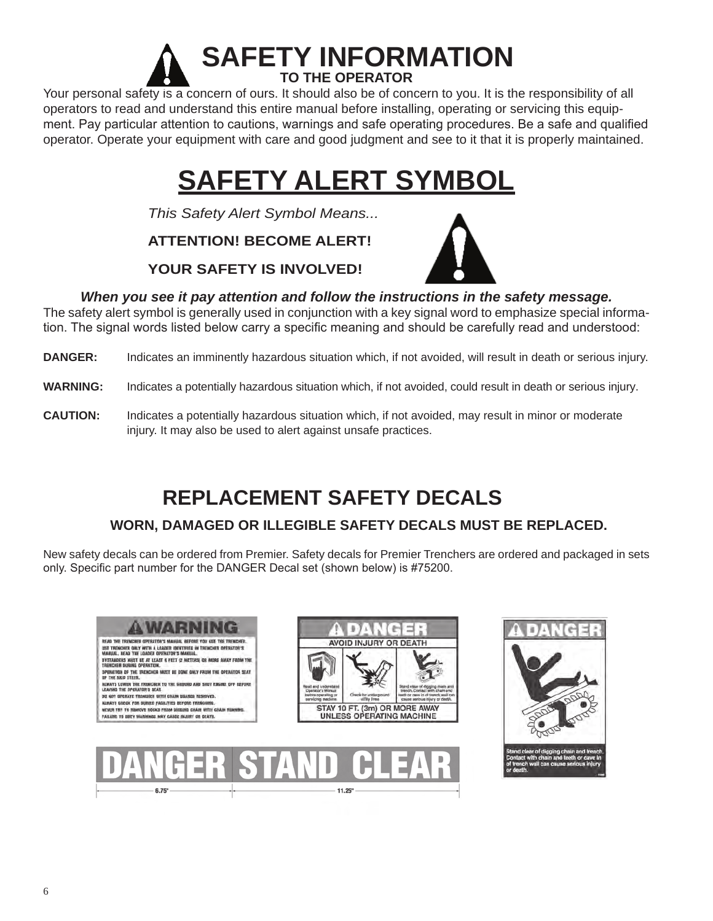# SAFETY INFORMATION

**TO THE OPERATOR**

Your personal safety is a concern of ours. It should also be of concern to you. It is the responsibility of all operators to read and understand this entire manual before installing, operating or servicing this equipment. Pay particular attention to cautions, warnings and safe operating procedures. Be a safe and qualified operator. Operate your equipment with care and good judgment and see to it that it is properly maintained.

# SAFETY ALERT SYMBOL

*This Safety Alert Symbol Means...*

**ATTENTION! BECOME ALERT!**

**YOUR SAFETY IS INVOLVED!**

***When you see it pay attention and follow the instructions in the safety message.***

The safety alert symbol is generally used in conjunction with a key signal word to emphasize special information. The signal words listed below carry a specific meaning and should be carefully read and understood:

**DANGER:** Indicates an imminently hazardous situation which, if not avoided, will result in death or serious injury.

**WARNING:** Indicates a potentially hazardous situation which, if not avoided, could result in death or serious injury.

**CAUTION:** Indicates a potentially hazardous situation which, if not avoided, may result in minor or moderate injury. It may also be used to alert against unsafe practices.

## REPLACEMENT SAFETY DECALS

**WORN, DAMAGED OR ILLEGIBLE SAFETY DECALS MUST BE REPLACED.**

New safety decals can be ordered from Premier. Safety decals for Premier Trenchers are ordered and packaged in sets only. Specific part number for the DANGER Decal set (shown below) is #75200.

**WARNING**

READ THE TRENCHER OPERATOR'S MANUAL BEFORE YOU USE THE TRENCHER.
USE TRENCHER ONLY WITH A LOADER IDENTIFIED IN TRENCHER OPERATOR'S MANUAL. READ THE LOADER OPERATOR'S MANUAL.
BYSTANDERS MUST BE AT LEAST 6 FEET (2 METERS) OR MORE AWAY FROM THE TRENCHER DURING OPERATION.
OPERATION OF THE TRENCHER MUST BE DONE ONLY FROM THE OPERATOR SEAT OF THE SKID STEER.
ALWAYS LOWER THE TRENCHER TO THE GROUND AND SHUT ENGINE OFF BEFORE LEAVING THE OPERATOR'S SEAT.
DO NOT OPERATE TRENCHER WITH CHAIN GUARDS REMOVED.
ALWAYS CHECK FOR BURIED FACILITIES BEFORE TRENCHING.
NEVER TRY TO REMOVE ROCKS FROM DIGGING CHAIN WITH CHAIN RUNNING.
FAILURE TO OBEY WARNINGS MAY CAUSE INJURY OR DEATH.

**DANGER**

AVOID INJURY OR DEATH

Read and understand Operator's Manual before operating or servicing machine.
Check for underground utility lines.
Stand clear of digging chain and trench. Contact with chain and teeth or cave in of trench wall can cause serious injury or death.

STAY 10 FT. (3m) OR MORE AWAY UNLESS OPERATING MACHINE

**DANGER**

Stand clear of digging chain and trench. Contact with chain and teeth or cave in of trench wall can cause serious injury or death.

**DANGER STAND CLEAR**

6.75" | 11.25"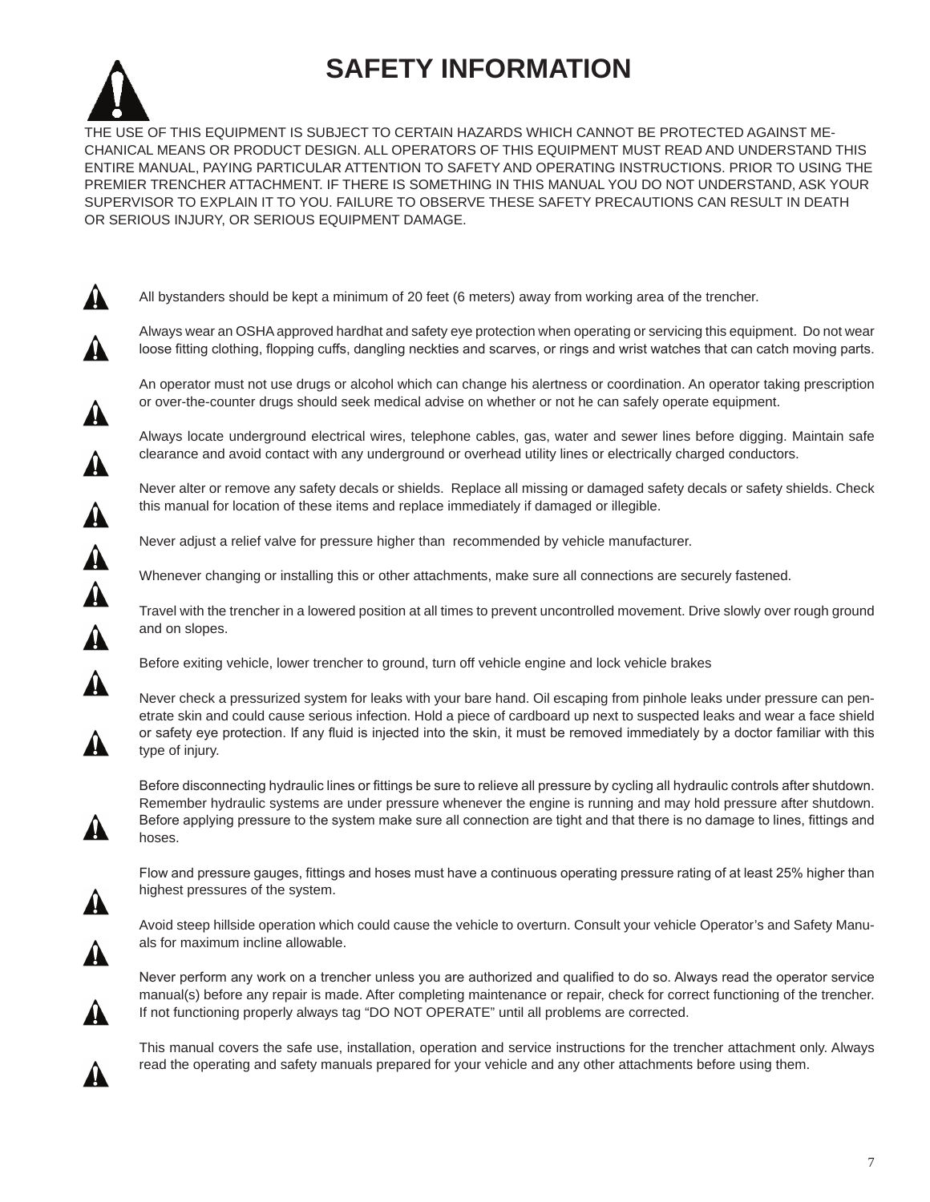# SAFETY INFORMATION

THE USE OF THIS EQUIPMENT IS SUBJECT TO CERTAIN HAZARDS WHICH CANNOT BE PROTECTED AGAINST MECHANICAL MEANS OR PRODUCT DESIGN. ALL OPERATORS OF THIS EQUIPMENT MUST READ AND UNDERSTAND THIS ENTIRE MANUAL, PAYING PARTICULAR ATTENTION TO SAFETY AND OPERATING INSTRUCTIONS. PRIOR TO USING THE PREMIER TRENCHER ATTACHMENT. IF THERE IS SOMETHING IN THIS MANUAL YOU DO NOT UNDERSTAND, ASK YOUR SUPERVISOR TO EXPLAIN IT TO YOU. FAILURE TO OBSERVE THESE SAFETY PRECAUTIONS CAN RESULT IN DEATH OR SERIOUS INJURY, OR SERIOUS EQUIPMENT DAMAGE.

All bystanders should be kept a minimum of 20 feet (6 meters) away from working area of the trencher.

Always wear an OSHA approved hardhat and safety eye protection when operating or servicing this equipment. Do not wear loose fitting clothing, flopping cuffs, dangling neckties and scarves, or rings and wrist watches that can catch moving parts.

An operator must not use drugs or alcohol which can change his alertness or coordination. An operator taking prescription or over-the-counter drugs should seek medical advise on whether or not he can safely operate equipment.

Always locate underground electrical wires, telephone cables, gas, water and sewer lines before digging. Maintain safe clearance and avoid contact with any underground or overhead utility lines or electrically charged conductors.

Never alter or remove any safety decals or shields. Replace all missing or damaged safety decals or safety shields. Check this manual for location of these items and replace immediately if damaged or illegible.

Never adjust a relief valve for pressure higher than recommended by vehicle manufacturer.

Whenever changing or installing this or other attachments, make sure all connections are securely fastened.

Travel with the trencher in a lowered position at all times to prevent uncontrolled movement. Drive slowly over rough ground and on slopes.

Before exiting vehicle, lower trencher to ground, turn off vehicle engine and lock vehicle brakes

Never check a pressurized system for leaks with your bare hand. Oil escaping from pinhole leaks under pressure can penetrate skin and could cause serious infection. Hold a piece of cardboard up next to suspected leaks and wear a face shield or safety eye protection. If any fluid is injected into the skin, it must be removed immediately by a doctor familiar with this type of injury.

Before disconnecting hydraulic lines or fittings be sure to relieve all pressure by cycling all hydraulic controls after shutdown. Remember hydraulic systems are under pressure whenever the engine is running and may hold pressure after shutdown. Before applying pressure to the system make sure all connection are tight and that there is no damage to lines, fittings and hoses.

Flow and pressure gauges, fittings and hoses must have a continuous operating pressure rating of at least 25% higher than highest pressures of the system.

Avoid steep hillside operation which could cause the vehicle to overturn. Consult your vehicle Operator's and Safety Manuals for maximum incline allowable.

Never perform any work on a trencher unless you are authorized and qualified to do so. Always read the operator service manual(s) before any repair is made. After completing maintenance or repair, check for correct functioning of the trencher. If not functioning properly always tag "DO NOT OPERATE" until all problems are corrected.

This manual covers the safe use, installation, operation and service instructions for the trencher attachment only. Always read the operating and safety manuals prepared for your vehicle and any other attachments before using them.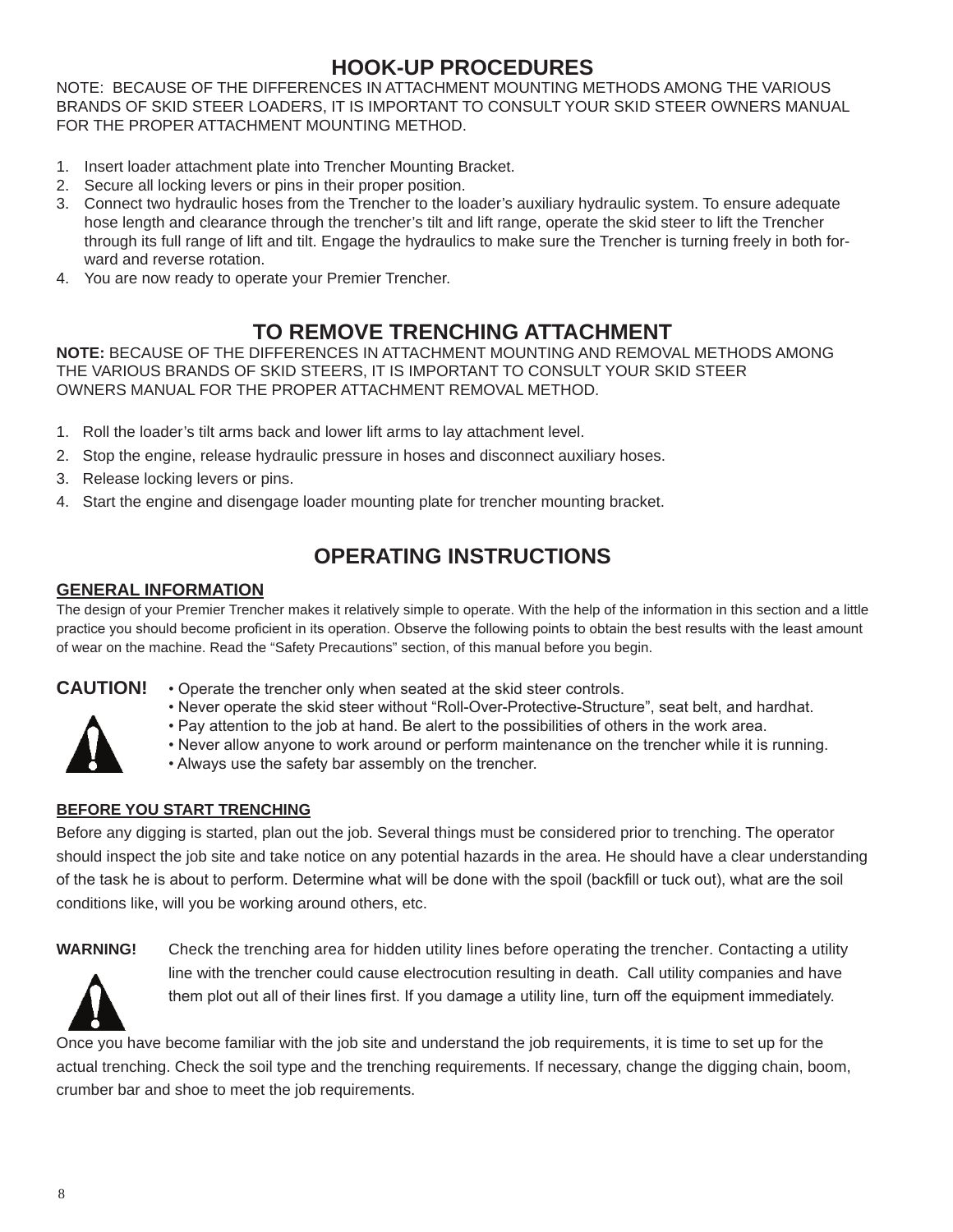# HOOK-UP PROCEDURES

NOTE: BECAUSE OF THE DIFFERENCES IN ATTACHMENT MOUNTING METHODS AMONG THE VARIOUS BRANDS OF SKID STEER LOADERS, IT IS IMPORTANT TO CONSULT YOUR SKID STEER OWNERS MANUAL FOR THE PROPER ATTACHMENT MOUNTING METHOD.

1. Insert loader attachment plate into Trencher Mounting Bracket.
2. Secure all locking levers or pins in their proper position.
3. Connect two hydraulic hoses from the Trencher to the loader's auxiliary hydraulic system. To ensure adequate hose length and clearance through the trencher's tilt and lift range, operate the skid steer to lift the Trencher through its full range of lift and tilt. Engage the hydraulics to make sure the Trencher is turning freely in both forward and reverse rotation.
4. You are now ready to operate your Premier Trencher.

# TO REMOVE TRENCHING ATTACHMENT

**NOTE:** BECAUSE OF THE DIFFERENCES IN ATTACHMENT MOUNTING AND REMOVAL METHODS AMONG THE VARIOUS BRANDS OF SKID STEERS, IT IS IMPORTANT TO CONSULT YOUR SKID STEER OWNERS MANUAL FOR THE PROPER ATTACHMENT REMOVAL METHOD.

1. Roll the loader's tilt arms back and lower lift arms to lay attachment level.
2. Stop the engine, release hydraulic pressure in hoses and disconnect auxiliary hoses.
3. Release locking levers or pins.
4. Start the engine and disengage loader mounting plate for trencher mounting bracket.

# OPERATING INSTRUCTIONS

## GENERAL INFORMATION

The design of your Premier Trencher makes it relatively simple to operate. With the help of the information in this section and a little practice you should become proficient in its operation. Observe the following points to obtain the best results with the least amount of wear on the machine. Read the "Safety Precautions" section, of this manual before you begin.

**CAUTION!**

- Operate the trencher only when seated at the skid steer controls.
- Never operate the skid steer without "Roll-Over-Protective-Structure", seat belt, and hardhat.
- Pay attention to the job at hand. Be alert to the possibilities of others in the work area.
- Never allow anyone to work around or perform maintenance on the trencher while it is running.
- Always use the safety bar assembly on the trencher.

## BEFORE YOU START TRENCHING

Before any digging is started, plan out the job. Several things must be considered prior to trenching. The operator should inspect the job site and take notice on any potential hazards in the area. He should have a clear understanding of the task he is about to perform. Determine what will be done with the spoil (backfill or tuck out), what are the soil conditions like, will you be working around others, etc.

**WARNING!** Check the trenching area for hidden utility lines before operating the trencher. Contacting a utility line with the trencher could cause electrocution resulting in death. Call utility companies and have them plot out all of their lines first. If you damage a utility line, turn off the equipment immediately.

Once you have become familiar with the job site and understand the job requirements, it is time to set up for the actual trenching. Check the soil type and the trenching requirements. If necessary, change the digging chain, boom, crumber bar and shoe to meet the job requirements.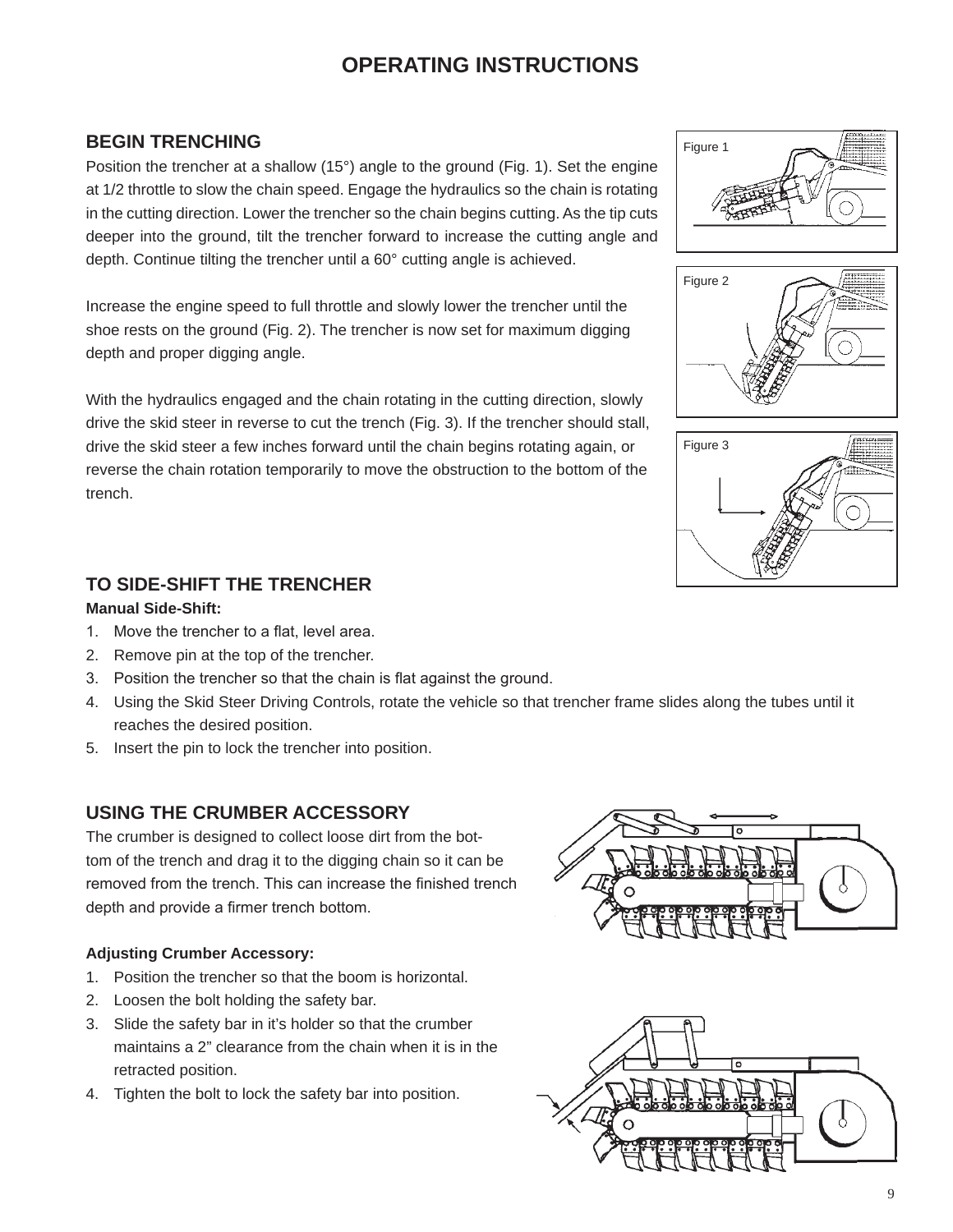# OPERATING INSTRUCTIONS

## BEGIN TRENCHING

Position the trencher at a shallow (15°) angle to the ground (Fig. 1). Set the engine at 1/2 throttle to slow the chain speed. Engage the hydraulics so the chain is rotating in the cutting direction. Lower the trencher so the chain begins cutting. As the tip cuts deeper into the ground, tilt the trencher forward to increase the cutting angle and depth. Continue tilting the trencher until a 60° cutting angle is achieved.

Increase the engine speed to full throttle and slowly lower the trencher until the shoe rests on the ground (Fig. 2). The trencher is now set for maximum digging depth and proper digging angle.

With the hydraulics engaged and the chain rotating in the cutting direction, slowly drive the skid steer in reverse to cut the trench (Fig. 3). If the trencher should stall, drive the skid steer a few inches forward until the chain begins rotating again, or reverse the chain rotation temporarily to move the obstruction to the bottom of the trench.

Figure 1

Figure 2

Figure 3

## TO SIDE-SHIFT THE TRENCHER

**Manual Side-Shift:**

1. Move the trencher to a flat, level area.
2. Remove pin at the top of the trencher.
3. Position the trencher so that the chain is flat against the ground.
4. Using the Skid Steer Driving Controls, rotate the vehicle so that trencher frame slides along the tubes until it reaches the desired position.
5. Insert the pin to lock the trencher into position.

## USING THE CRUMBER ACCESSORY

The crumber is designed to collect loose dirt from the bottom of the trench and drag it to the digging chain so it can be removed from the trench. This can increase the finished trench depth and provide a firmer trench bottom.

**Adjusting Crumber Accessory:**

1. Position the trencher so that the boom is horizontal.
2. Loosen the bolt holding the safety bar.
3. Slide the safety bar in it's holder so that the crumber maintains a 2" clearance from the chain when it is in the retracted position.
4. Tighten the bolt to lock the safety bar into position.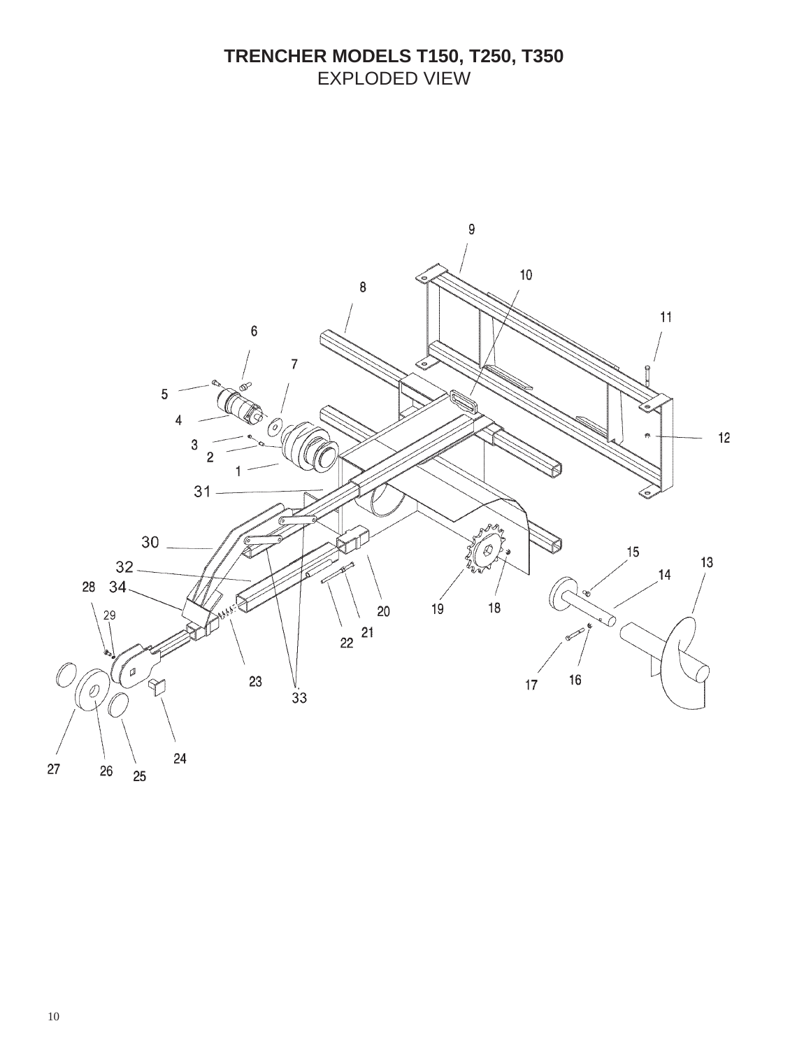# TRENCHER MODELS T150, T250, T350

## EXPLODED VIEW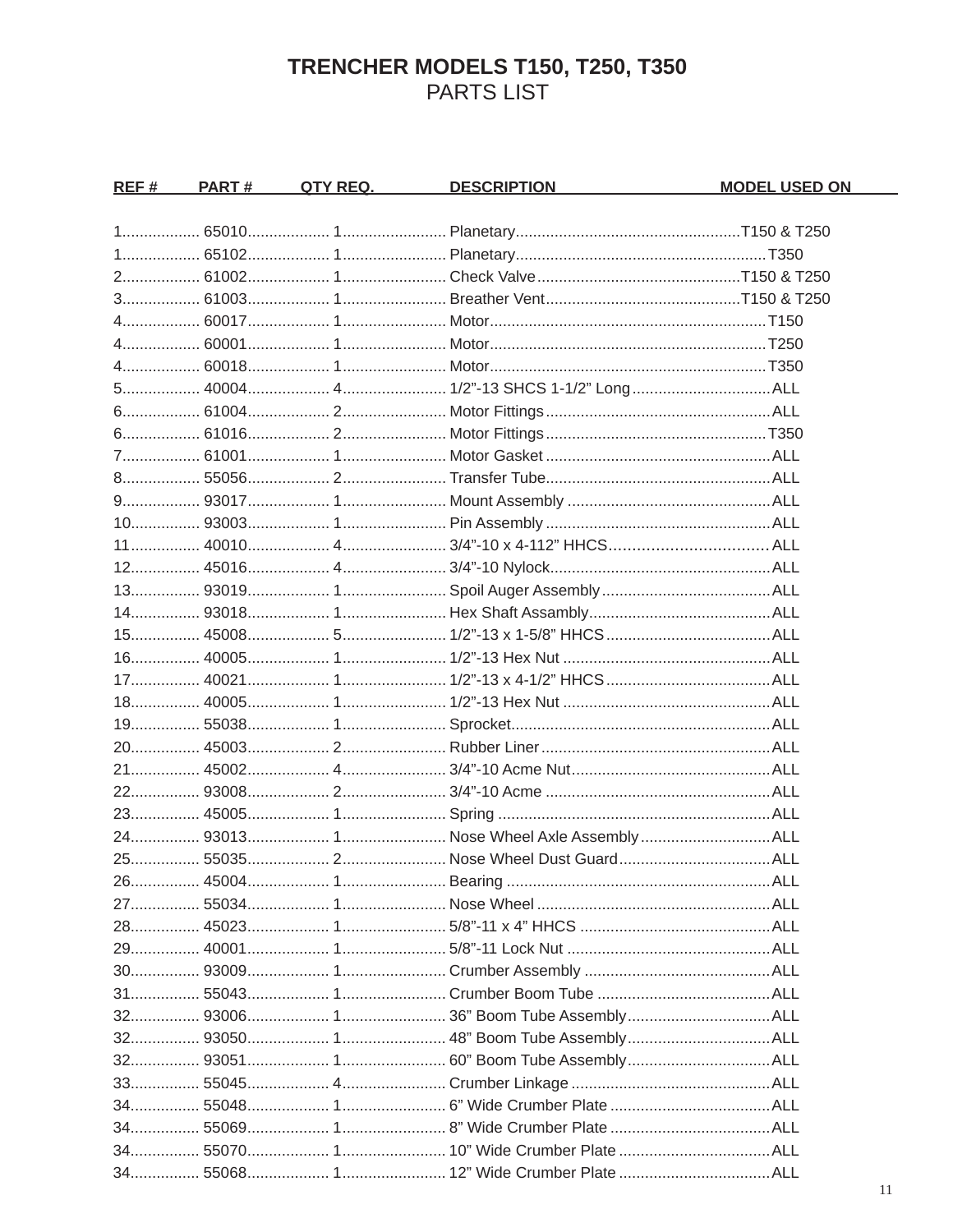# TRENCHER MODELS T150, T250, T350

## PARTS LIST

| REF # | PART # | QTY REQ. | DESCRIPTION | MODEL USED ON |
|---|---|---|---|---|
| 1 | 65010 | 1 | Planetary | T150 & T250 |
| 1 | 65102 | 1 | Planetary | T350 |
| 2 | 61002 | 1 | Check Valve | T150 & T250 |
| 3 | 61003 | 1 | Breather Vent | T150 & T250 |
| 4 | 60017 | 1 | Motor | T150 |
| 4 | 60001 | 1 | Motor | T250 |
| 4 | 60018 | 1 | Motor | T350 |
| 5 | 40004 | 4 | 1/2”-13 SHCS 1-1/2” Long | ALL |
| 6 | 61004 | 2 | Motor Fittings | ALL |
| 6 | 61016 | 2 | Motor Fittings | T350 |
| 7 | 61001 | 1 | Motor Gasket | ALL |
| 8 | 55056 | 2 | Transfer Tube | ALL |
| 9 | 93017 | 1 | Mount Assembly | ALL |
| 10 | 93003 | 1 | Pin Assembly | ALL |
| 11 | 40010 | 4 | 3/4”-10 x 4-112” HHCS | ALL |
| 12 | 45016 | 4 | 3/4”-10 Nylock | ALL |
| 13 | 93019 | 1 | Spoil Auger Assembly | ALL |
| 14 | 93018 | 1 | Hex Shaft Assambly | ALL |
| 15 | 45008 | 5 | 1/2”-13 x 1-5/8” HHCS | ALL |
| 16 | 40005 | 1 | 1/2”-13 Hex Nut | ALL |
| 17 | 40021 | 1 | 1/2”-13 x 4-1/2” HHCS | ALL |
| 18 | 40005 | 1 | 1/2”-13 Hex Nut | ALL |
| 19 | 55038 | 1 | Sprocket | ALL |
| 20 | 45003 | 2 | Rubber Liner | ALL |
| 21 | 45002 | 4 | 3/4”-10 Acme Nut | ALL |
| 22 | 93008 | 2 | 3/4”-10 Acme | ALL |
| 23 | 45005 | 1 | Spring | ALL |
| 24 | 93013 | 1 | Nose Wheel Axle Assembly | ALL |
| 25 | 55035 | 2 | Nose Wheel Dust Guard | ALL |
| 26 | 45004 | 1 | Bearing | ALL |
| 27 | 55034 | 1 | Nose Wheel | ALL |
| 28 | 45023 | 1 | 5/8”-11 x 4” HHCS | ALL |
| 29 | 40001 | 1 | 5/8”-11 Lock Nut | ALL |
| 30 | 93009 | 1 | Crumber Assembly | ALL |
| 31 | 55043 | 1 | Crumber Boom Tube | ALL |
| 32 | 93006 | 1 | 36” Boom Tube Assembly | ALL |
| 32 | 93050 | 1 | 48” Boom Tube Assembly | ALL |
| 32 | 93051 | 1 | 60” Boom Tube Assembly | ALL |
| 33 | 55045 | 4 | Crumber Linkage | ALL |
| 34 | 55048 | 1 | 6” Wide Crumber Plate | ALL |
| 34 | 55069 | 1 | 8” Wide Crumber Plate | ALL |
| 34 | 55070 | 1 | 10” Wide Crumber Plate | ALL |
| 34 | 55068 | 1 | 12” Wide Crumber Plate | ALL |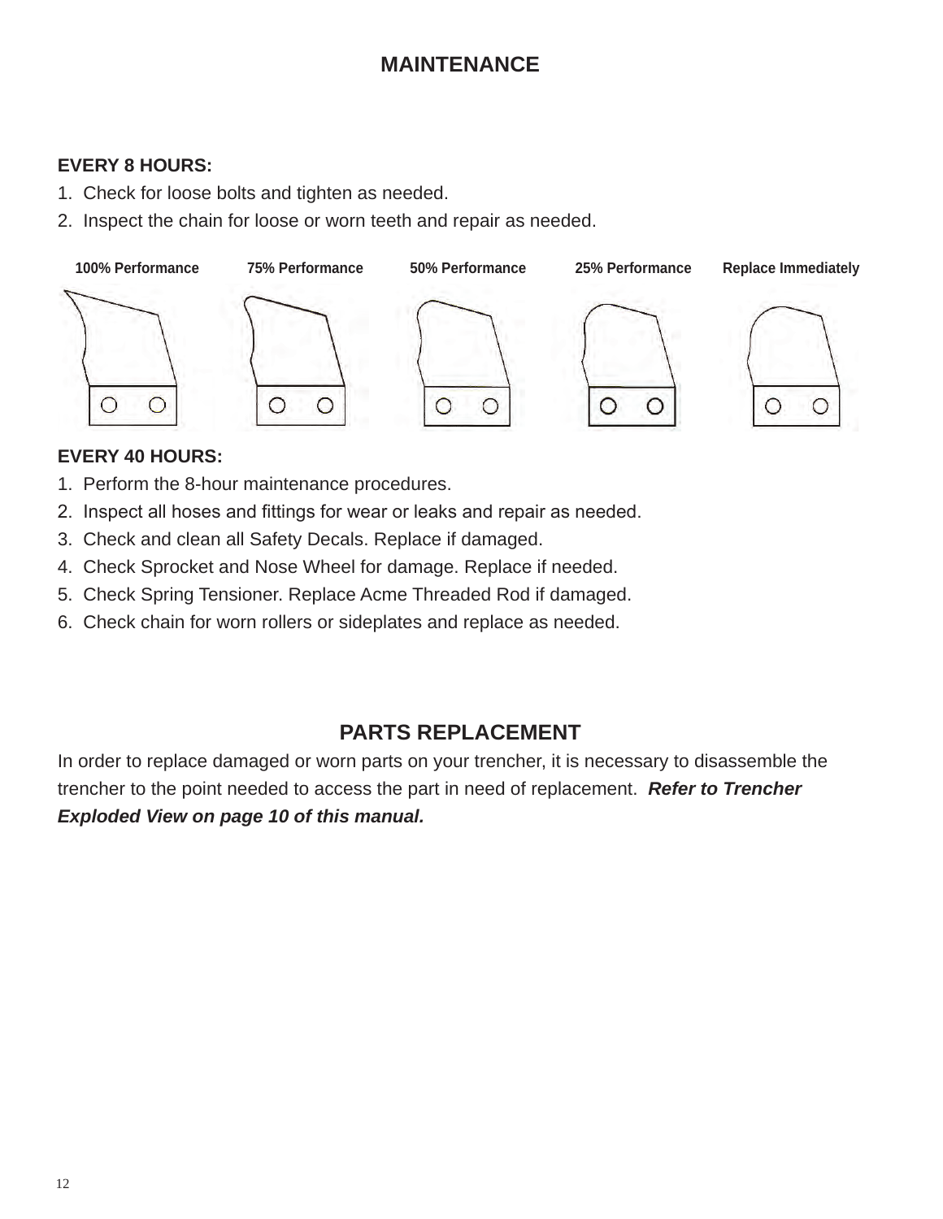# MAINTENANCE

**EVERY 8 HOURS:**

1. Check for loose bolts and tighten as needed.
2. Inspect the chain for loose or worn teeth and repair as needed.

100% Performance    75% Performance    50% Performance    25% Performance    Replace Immediately

**EVERY 40 HOURS:**

1. Perform the 8-hour maintenance procedures.
2. Inspect all hoses and fittings for wear or leaks and repair as needed.
3. Check and clean all Safety Decals. Replace if damaged.
4. Check Sprocket and Nose Wheel for damage. Replace if needed.
5. Check Spring Tensioner. Replace Acme Threaded Rod if damaged.
6. Check chain for worn rollers or sideplates and replace as needed.

# PARTS REPLACEMENT

In order to replace damaged or worn parts on your trencher, it is necessary to disassemble the trencher to the point needed to access the part in need of replacement. ***Refer to Trencher Exploded View on page 10 of this manual.***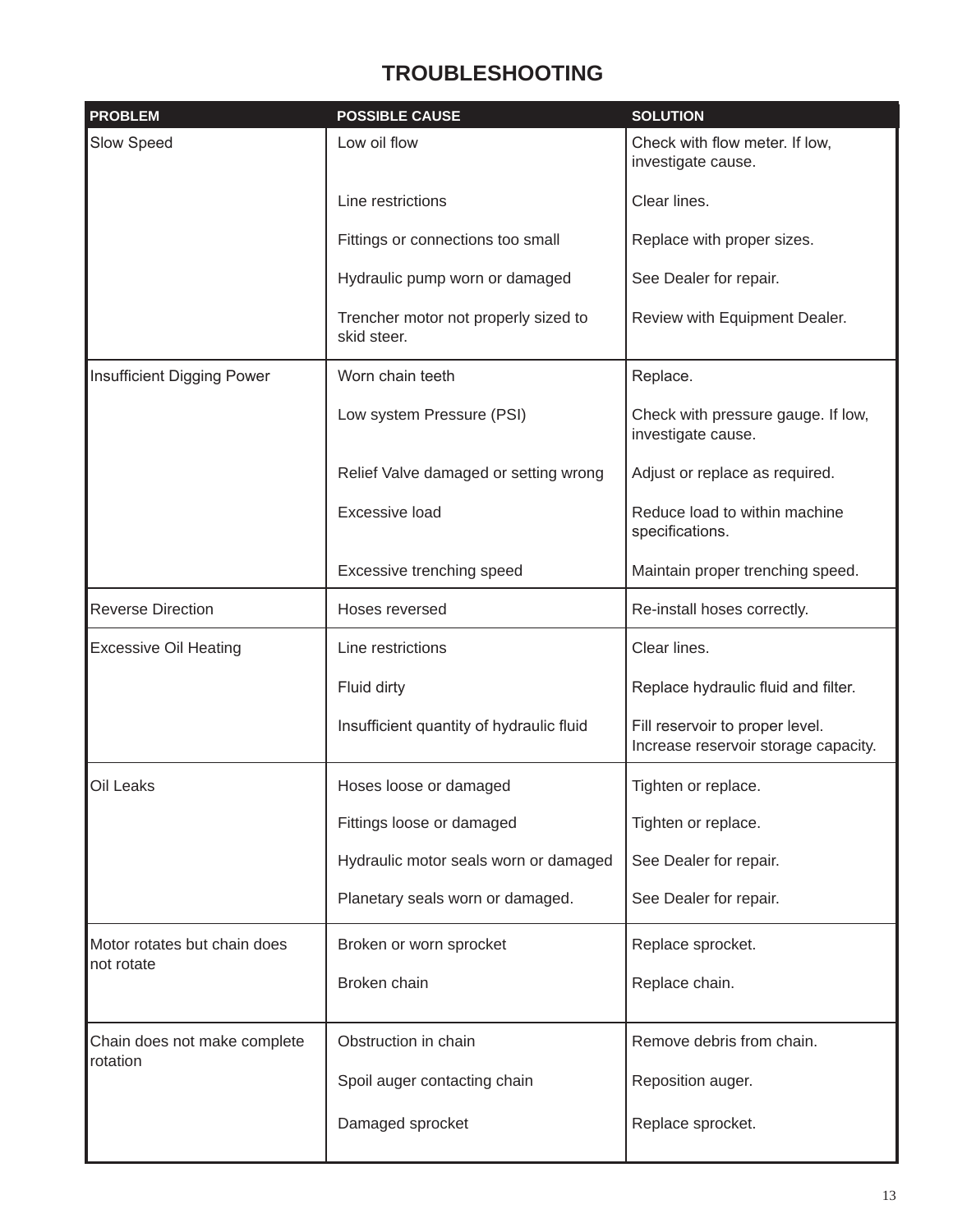# TROUBLESHOOTING

| PROBLEM | POSSIBLE CAUSE | SOLUTION |
|---|---|---|
| Slow Speed | Low oil flow | Check with flow meter. If low, investigate cause. |
| | Line restrictions | Clear lines. |
| | Fittings or connections too small | Replace with proper sizes. |
| | Hydraulic pump worn or damaged | See Dealer for repair. |
| | Trencher motor not properly sized to skid steer. | Review with Equipment Dealer. |
| Insufficient Digging Power | Worn chain teeth | Replace. |
| | Low system Pressure (PSI) | Check with pressure gauge. If low, investigate cause. |
| | Relief Valve damaged or setting wrong | Adjust or replace as required. |
| | Excessive load | Reduce load to within machine specifications. |
| | Excessive trenching speed | Maintain proper trenching speed. |
| Reverse Direction | Hoses reversed | Re-install hoses correctly. |
| Excessive Oil Heating | Line restrictions | Clear lines. |
| | Fluid dirty | Replace hydraulic fluid and filter. |
| | Insufficient quantity of hydraulic fluid | Fill reservoir to proper level. Increase reservoir storage capacity. |
| Oil Leaks | Hoses loose or damaged | Tighten or replace. |
| | Fittings loose or damaged | Tighten or replace. |
| | Hydraulic motor seals worn or damaged | See Dealer for repair. |
| | Planetary seals worn or damaged. | See Dealer for repair. |
| Motor rotates but chain does not rotate | Broken or worn sprocket | Replace sprocket. |
| | Broken chain | Replace chain. |
| Chain does not make complete rotation | Obstruction in chain | Remove debris from chain. |
| | Spoil auger contacting chain | Reposition auger. |
| | Damaged sprocket | Replace sprocket. |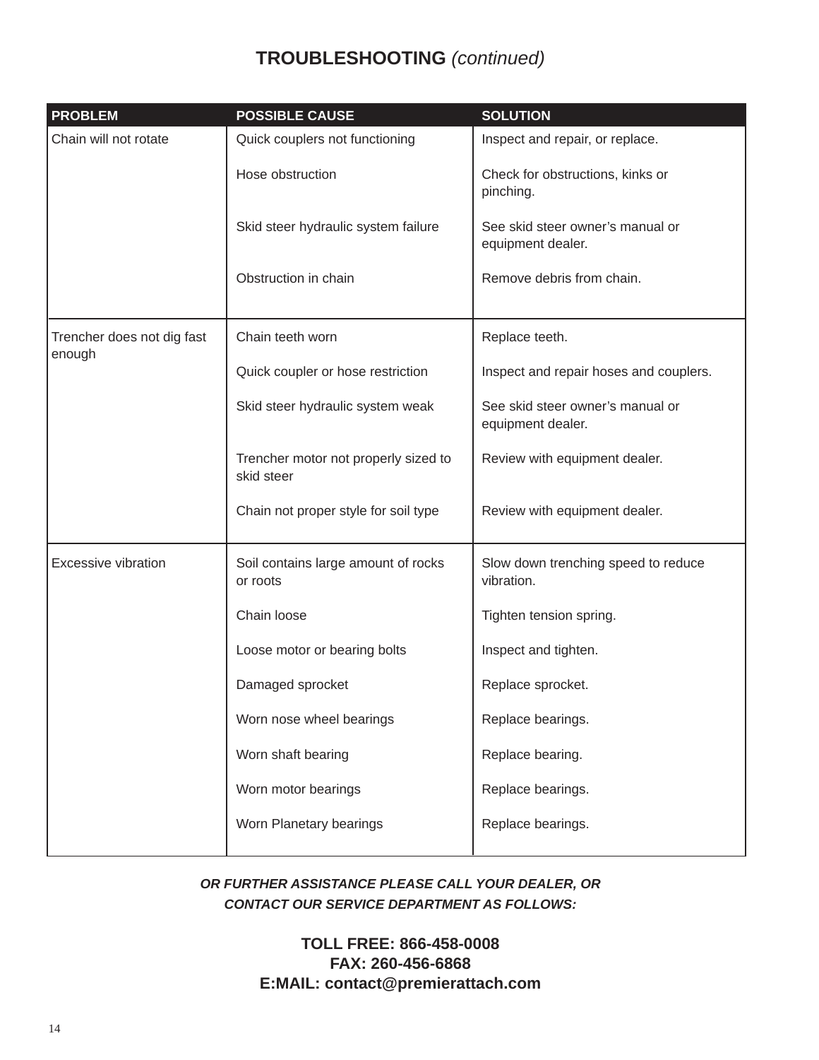# TROUBLESHOOTING *(continued)*

| PROBLEM | POSSIBLE CAUSE | SOLUTION |
|---|---|---|
| Chain will not rotate | Quick couplers not functioning | Inspect and repair, or replace. |
| | Hose obstruction | Check for obstructions, kinks or pinching. |
| | Skid steer hydraulic system failure | See skid steer owner's manual or equipment dealer. |
| | Obstruction in chain | Remove debris from chain. |
| Trencher does not dig fast enough | Chain teeth worn | Replace teeth. |
| | Quick coupler or hose restriction | Inspect and repair hoses and couplers. |
| | Skid steer hydraulic system weak | See skid steer owner's manual or equipment dealer. |
| | Trencher motor not properly sized to skid steer | Review with equipment dealer. |
| | Chain not proper style for soil type | Review with equipment dealer. |
| Excessive vibration | Soil contains large amount of rocks or roots | Slow down trenching speed to reduce vibration. |
| | Chain loose | Tighten tension spring. |
| | Loose motor or bearing bolts | Inspect and tighten. |
| | Damaged sprocket | Replace sprocket. |
| | Worn nose wheel bearings | Replace bearings. |
| | Worn shaft bearing | Replace bearing. |
| | Worn motor bearings | Replace bearings. |
| | Worn Planetary bearings | Replace bearings. |

***OR FURTHER ASSISTANCE PLEASE CALL YOUR DEALER, OR CONTACT OUR SERVICE DEPARTMENT AS FOLLOWS:***

**TOLL FREE: 866-458-0008**
**FAX: 260-456-6868**
**E:MAIL: contact@premierattach.com**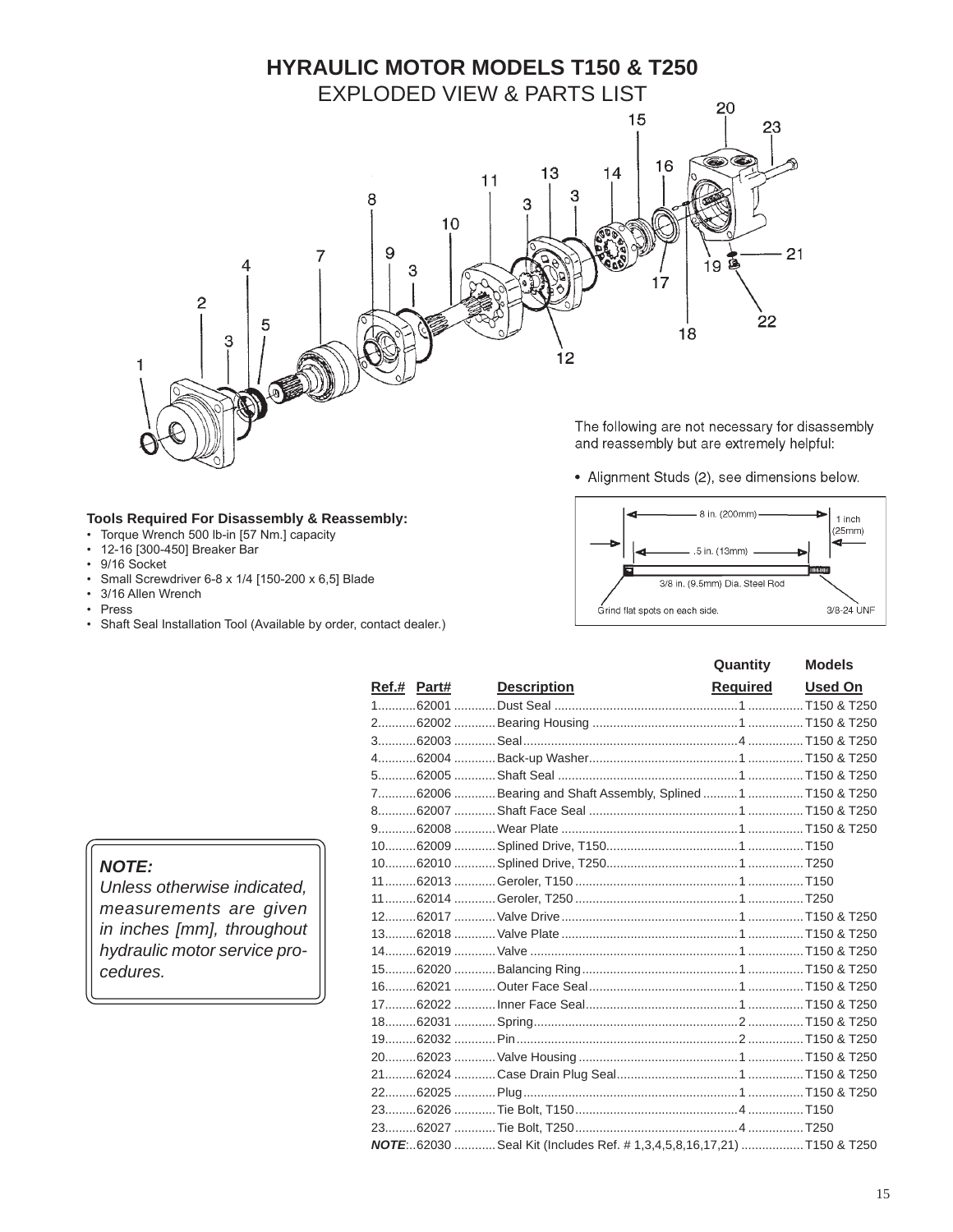# HYRAULIC MOTOR MODELS T150 & T250

## EXPLODED VIEW & PARTS LIST

The following are not necessary for disassembly and reassembly but are extremely helpful:

- Alignment Studs (2), see dimensions below.

8 in. (200mm) — 1 inch (25mm) — .5 in. (13mm) — 3/8 in. (9.5mm) Dia. Steel Rod — Grind flat spots on each side. — 3/8-24 UNF

**Tools Required For Disassembly & Reassembly:**

- Torque Wrench 500 lb-in [57 Nm.] capacity
- 12-16 [300-450] Breaker Bar
- 9/16 Socket
- Small Screwdriver 6-8 x 1/4 [150-200 x 6,5] Blade
- 3/16 Allen Wrench
- Press
- Shaft Seal Installation Tool (Available by order, contact dealer.)

***NOTE:***
*Unless otherwise indicated, measurements are given in inches [mm], throughout hydraulic motor service procedures.*

| Ref.# | Part# | Description | Quantity Required | Models Used On |
|---|---|---|---|---|
| 1 | 62001 | Dust Seal | 1 | T150 & T250 |
| 2 | 62002 | Bearing Housing | 1 | T150 & T250 |
| 3 | 62003 | Seal | 4 | T150 & T250 |
| 4 | 62004 | Back-up Washer | 1 | T150 & T250 |
| 5 | 62005 | Shaft Seal | 1 | T150 & T250 |
| 7 | 62006 | Bearing and Shaft Assembly, Splined | 1 | T150 & T250 |
| 8 | 62007 | Shaft Face Seal | 1 | T150 & T250 |
| 9 | 62008 | Wear Plate | 1 | T150 & T250 |
| 10 | 62009 | Splined Drive, T150 | 1 | T150 |
| 10 | 62010 | Splined Drive, T250 | 1 | T250 |
| 11 | 62013 | Geroler, T150 | 1 | T150 |
| 11 | 62014 | Geroler, T250 | 1 | T250 |
| 12 | 62017 | Valve Drive | 1 | T150 & T250 |
| 13 | 62018 | Valve Plate | 1 | T150 & T250 |
| 14 | 62019 | Valve | 1 | T150 & T250 |
| 15 | 62020 | Balancing Ring | 1 | T150 & T250 |
| 16 | 62021 | Outer Face Seal | 1 | T150 & T250 |
| 17 | 62022 | Inner Face Seal | 1 | T150 & T250 |
| 18 | 62031 | Spring | 2 | T150 & T250 |
| 19 | 62032 | Pin | 2 | T150 & T250 |
| 20 | 62023 | Valve Housing | 1 | T150 & T250 |
| 21 | 62024 | Case Drain Plug Seal | 1 | T150 & T250 |
| 22 | 62025 | Plug | 1 | T150 & T250 |
| 23 | 62026 | Tie Bolt, T150 | 4 | T150 |
| 23 | 62027 | Tie Bolt, T250 | 4 | T250 |
| ***NOTE*:** | 62030 | Seal Kit (Includes Ref. # 1,3,4,5,8,16,17,21) | | T150 & T250 |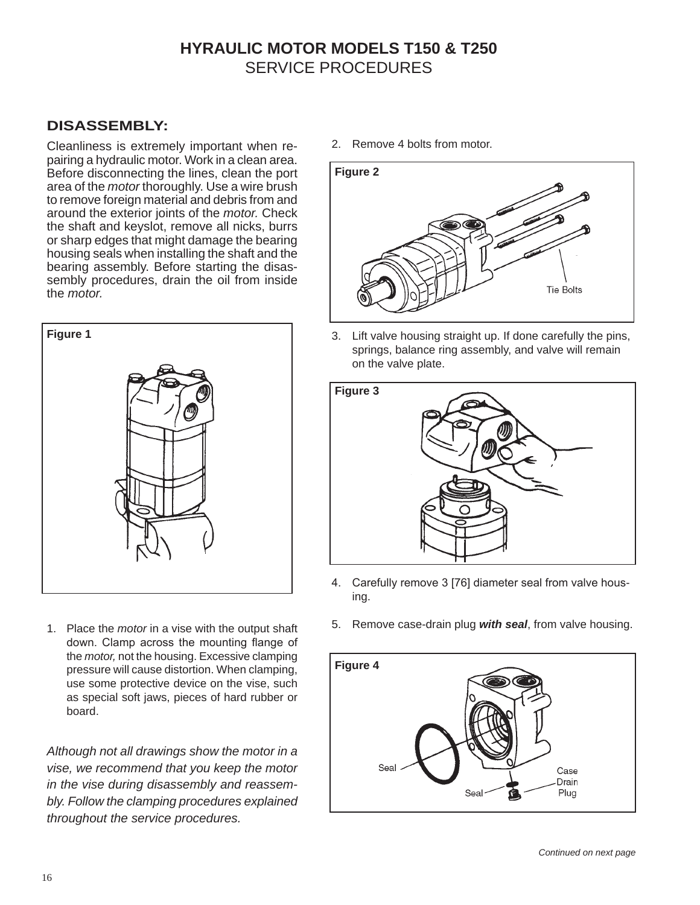# HYRAULIC MOTOR MODELS T150 & T250

## SERVICE PROCEDURES

### DISASSEMBLY:

Cleanliness is extremely important when repairing a hydraulic motor. Work in a clean area. Before disconnecting the lines, clean the port area of the *motor* thoroughly. Use a wire brush to remove foreign material and debris from and around the exterior joints of the *motor.* Check the shaft and keyslot, remove all nicks, burrs or sharp edges that might damage the bearing housing seals when installing the shaft and the bearing assembly. Before starting the disassembly procedures, drain the oil from inside the *motor.*

Figure 1

1. Place the *motor* in a vise with the output shaft down. Clamp across the mounting flange of the *motor,* not the housing. Excessive clamping pressure will cause distortion. When clamping, use some protective device on the vise, such as special soft jaws, pieces of hard rubber or board.

*Although not all drawings show the motor in a vise, we recommend that you keep the motor in the vise during disassembly and reassembly. Follow the clamping procedures explained throughout the service procedures.*

2. Remove 4 bolts from motor.

Figure 2

Tie Bolts

3. Lift valve housing straight up. If done carefully the pins, springs, balance ring assembly, and valve will remain on the valve plate.

Figure 3

4. Carefully remove 3 [76] diameter seal from valve housing.

5. Remove case-drain plug ***with seal***, from valve housing.

Figure 4

Seal

Seal

Case Drain Plug

*Continued on next page*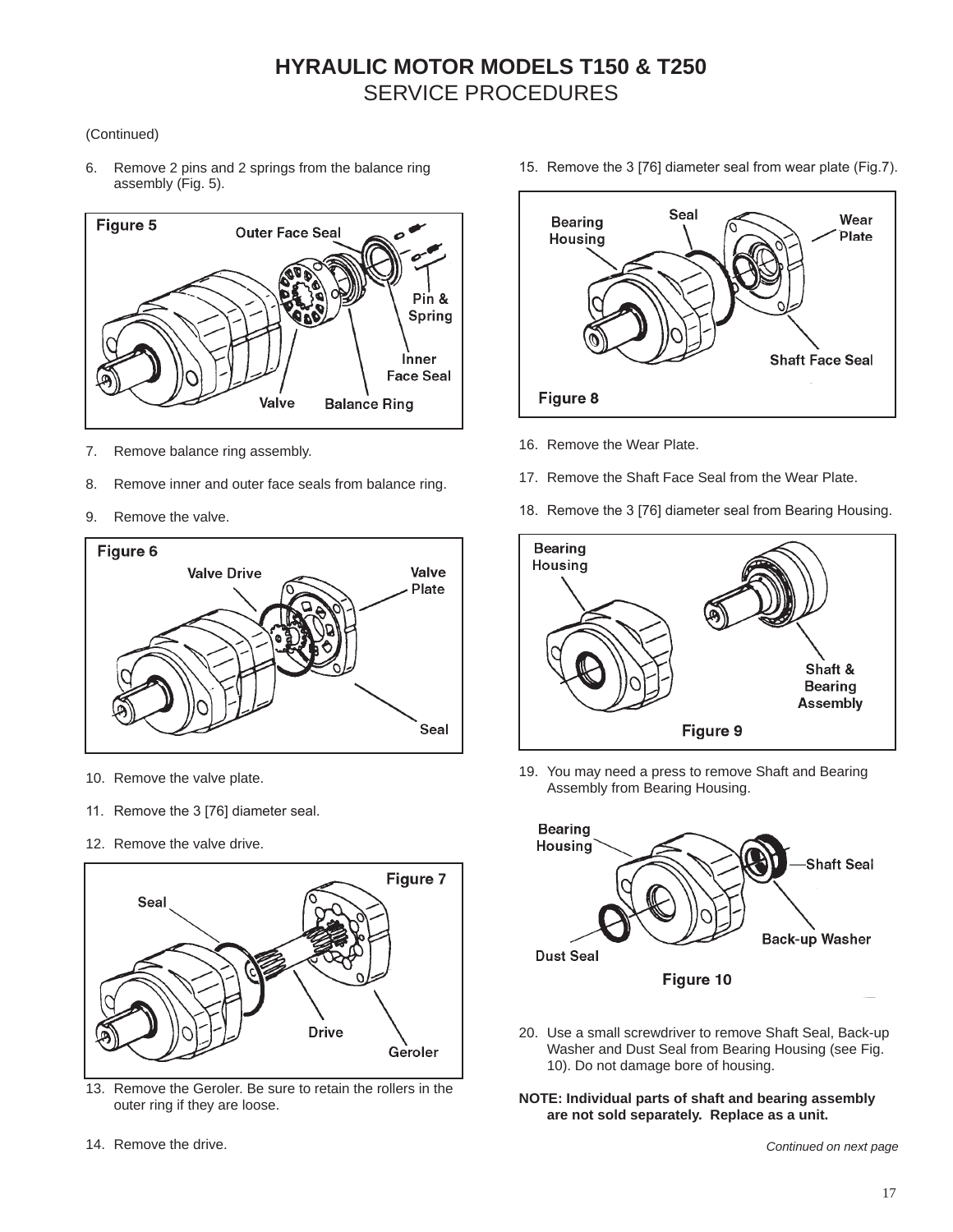# HYRAULIC MOTOR MODELS T150 & T250

## SERVICE PROCEDURES

(Continued)

6. Remove 2 pins and 2 springs from the balance ring assembly (Fig. 5).

Figure 5

7. Remove balance ring assembly.
8. Remove inner and outer face seals from balance ring.
9. Remove the valve.

Figure 6

10. Remove the valve plate.
11. Remove the 3 [76] diameter seal.
12. Remove the valve drive.

Figure 7

13. Remove the Geroler. Be sure to retain the rollers in the outer ring if they are loose.
14. Remove the drive.
15. Remove the 3 [76] diameter seal from wear plate (Fig.7).

Figure 8

16. Remove the Wear Plate.
17. Remove the Shaft Face Seal from the Wear Plate.
18. Remove the 3 [76] diameter seal from Bearing Housing.

Figure 9

19. You may need a press to remove Shaft and Bearing Assembly from Bearing Housing.

Figure 10

20. Use a small screwdriver to remove Shaft Seal, Back-up Washer and Dust Seal from Bearing Housing (see Fig. 10). Do not damage bore of housing.

**NOTE: Individual parts of shaft and bearing assembly are not sold separately. Replace as a unit.**

*Continued on next page*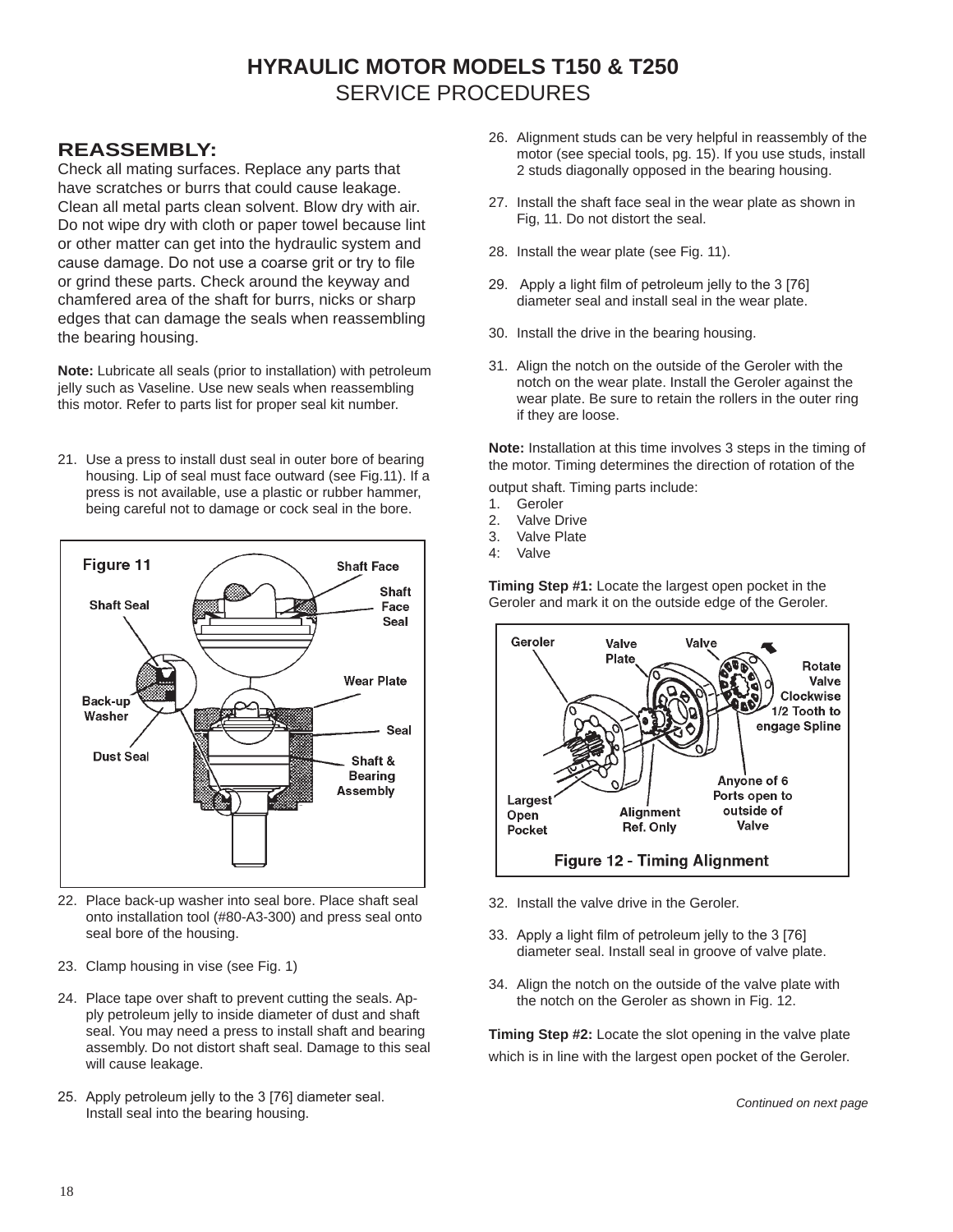# HYRAULIC MOTOR MODELS T150 & T250
## SERVICE PROCEDURES

### REASSEMBLY:

Check all mating surfaces. Replace any parts that have scratches or burrs that could cause leakage. Clean all metal parts clean solvent. Blow dry with air. Do not wipe dry with cloth or paper towel because lint or other matter can get into the hydraulic system and cause damage. Do not use a coarse grit or try to file or grind these parts. Check around the keyway and chamfered area of the shaft for burrs, nicks or sharp edges that can damage the seals when reassembling the bearing housing.

**Note:** Lubricate all seals (prior to installation) with petroleum jelly such as Vaseline. Use new seals when reassembling this motor. Refer to parts list for proper seal kit number.

21. Use a press to install dust seal in outer bore of bearing housing. Lip of seal must face outward (see Fig.11). If a press is not available, use a plastic or rubber hammer, being careful not to damage or cock seal in the bore.

Figure 11

22. Place back-up washer into seal bore. Place shaft seal onto installation tool (#80-A3-300) and press seal onto seal bore of the housing.
23. Clamp housing in vise (see Fig. 1)
24. Place tape over shaft to prevent cutting the seals. Apply petroleum jelly to inside diameter of dust and shaft seal. You may need a press to install shaft and bearing assembly. Do not distort shaft seal. Damage to this seal will cause leakage.
25. Apply petroleum jelly to the 3 [76] diameter seal. Install seal into the bearing housing.
26. Alignment studs can be very helpful in reassembly of the motor (see special tools, pg. 15). If you use studs, install 2 studs diagonally opposed in the bearing housing.
27. Install the shaft face seal in the wear plate as shown in Fig, 11. Do not distort the seal.
28. Install the wear plate (see Fig. 11).
29. Apply a light film of petroleum jelly to the 3 [76] diameter seal and install seal in the wear plate.
30. Install the drive in the bearing housing.
31. Align the notch on the outside of the Geroler with the notch on the wear plate. Install the Geroler against the wear plate. Be sure to retain the rollers in the outer ring if they are loose.

**Note:** Installation at this time involves 3 steps in the timing of the motor. Timing determines the direction of rotation of the output shaft. Timing parts include:

1. Geroler
2. Valve Drive
3. Valve Plate
4. Valve

**Timing Step #1:** Locate the largest open pocket in the Geroler and mark it on the outside edge of the Geroler.

Figure 12 - Timing Alignment

32. Install the valve drive in the Geroler.
33. Apply a light film of petroleum jelly to the 3 [76] diameter seal. Install seal in groove of valve plate.
34. Align the notch on the outside of the valve plate with the notch on the Geroler as shown in Fig. 12.

**Timing Step #2:** Locate the slot opening in the valve plate which is in line with the largest open pocket of the Geroler.

*Continued on next page*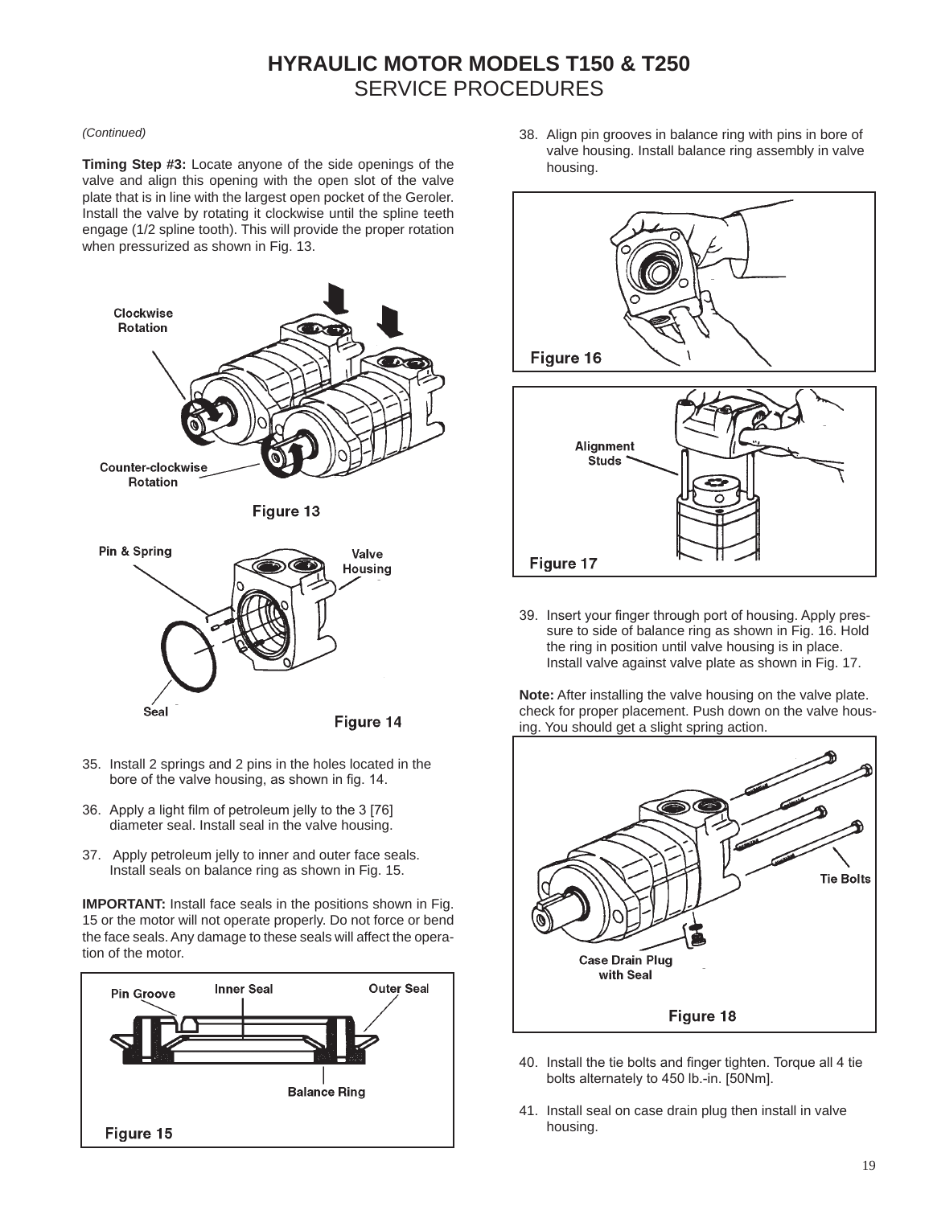# HYRAULIC MOTOR MODELS T150 & T250

## SERVICE PROCEDURES

*(Continued)*

**Timing Step #3:** Locate anyone of the side openings of the valve and align this opening with the open slot of the valve plate that is in line with the largest open pocket of the Geroler. Install the valve by rotating it clockwise until the spline teeth engage (1/2 spline tooth). This will provide the proper rotation when pressurized as shown in Fig. 13.

Clockwise Rotation

Counter-clockwise Rotation

Figure 13

Pin & Spring

Valve Housing

Seal

Figure 14

35. Install 2 springs and 2 pins in the holes located in the bore of the valve housing, as shown in fig. 14.

36. Apply a light film of petroleum jelly to the 3 [76] diameter seal. Install seal in the valve housing.

37. Apply petroleum jelly to inner and outer face seals. Install seals on balance ring as shown in Fig. 15.

**IMPORTANT:** Install face seals in the positions shown in Fig. 15 or the motor will not operate properly. Do not force or bend the face seals. Any damage to these seals will affect the operation of the motor.

Pin Groove

Inner Seal

Outer Seal

Balance Ring

Figure 15

38. Align pin grooves in balance ring with pins in bore of valve housing. Install balance ring assembly in valve housing.

Figure 16

Alignment Studs

Figure 17

39. Insert your finger through port of housing. Apply pressure to side of balance ring as shown in Fig. 16. Hold the ring in position until valve housing is in place. Install valve against valve plate as shown in Fig. 17.

**Note:** After installing the valve housing on the valve plate. check for proper placement. Push down on the valve housing. You should get a slight spring action.

Tie Bolts

Case Drain Plug with Seal

Figure 18

40. Install the tie bolts and finger tighten. Torque all 4 tie bolts alternately to 450 lb.-in. [50Nm].

41. Install seal on case drain plug then install in valve housing.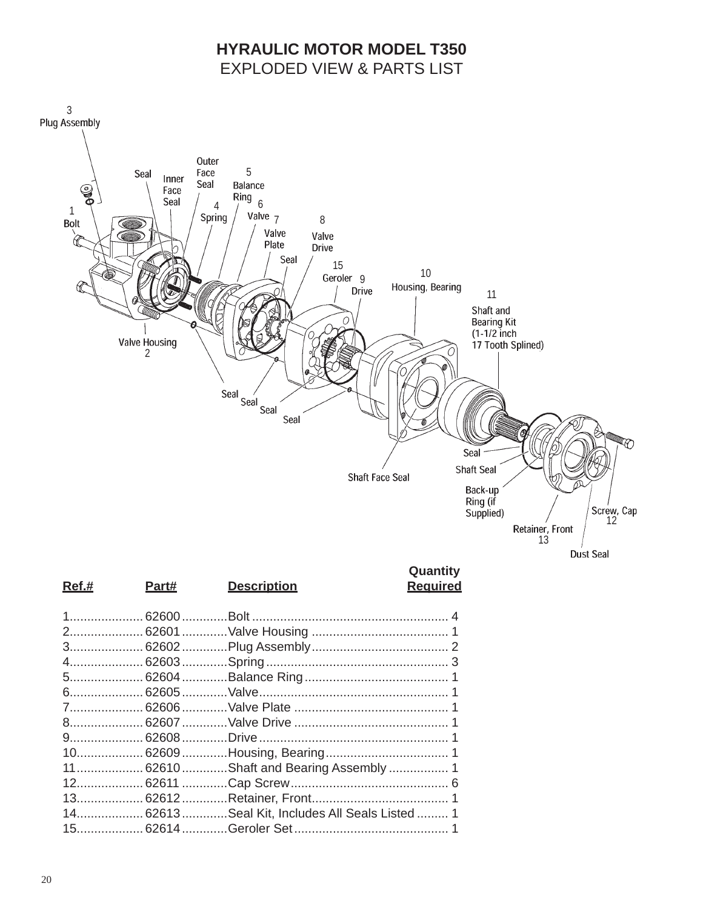# HYRAULIC MOTOR MODEL T350

## EXPLODED VIEW & PARTS LIST

3 Plug Assembly

Seal

Inner Face Seal

Outer Face Seal

5 Balance Ring

4 Spring

6 Valve

1 Bolt

7 Valve Plate

8 Valve Drive

Seal

15 Geroler

9 Drive

10 Housing, Bearing

11 Shaft and Bearing Kit (1-1/2 inch 17 Tooth Splined)

Valve Housing 2

Seal

Seal

Seal

Seal

Seal

Shaft Seal

Shaft Face Seal

Back-up Ring (if Supplied)

Screw, Cap 12

Retainer, Front 13

Dust Seal

| Ref.# | Part# | Description | Quantity Required |
|---|---|---|---|
| 1 | 62600 | Bolt | 4 |
| 2 | 62601 | Valve Housing | 1 |
| 3 | 62602 | Plug Assembly | 2 |
| 4 | 62603 | Spring | 3 |
| 5 | 62604 | Balance Ring | 1 |
| 6 | 62605 | Valve | 1 |
| 7 | 62606 | Valve Plate | 1 |
| 8 | 62607 | Valve Drive | 1 |
| 9 | 62608 | Drive | 1 |
| 10 | 62609 | Housing, Bearing | 1 |
| 11 | 62610 | Shaft and Bearing Assembly | 1 |
| 12 | 62611 | Cap Screw | 6 |
| 13 | 62612 | Retainer, Front | 1 |
| 14 | 62613 | Seal Kit, Includes All Seals Listed | 1 |
| 15 | 62614 | Geroler Set | 1 |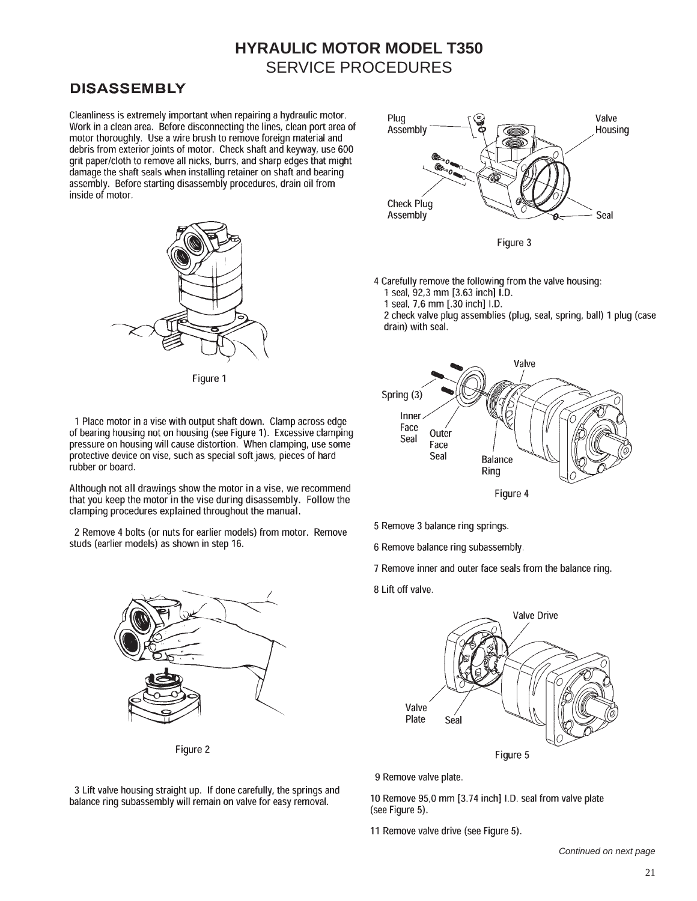# HYRAULIC MOTOR MODEL T350

## SERVICE PROCEDURES

### DISASSEMBLY

Cleanliness is extremely important when repairing a hydraulic motor. Work in a clean area. Before disconnecting the lines, clean port area of motor thoroughly. Use a wire brush to remove foreign material and debris from exterior joints of motor. Check shaft and keyway, use 600 grit paper/cloth to remove all nicks, burrs, and sharp edges that might damage the shaft seals when installing retainer on shaft and bearing assembly. Before starting disassembly procedures, drain oil from inside of motor.

Figure 1

1 Place motor in a vise with output shaft down. Clamp across edge of bearing housing not on housing (see Figure 1). Excessive clamping pressure on housing will cause distortion. When clamping, use some protective device on vise, such as special soft jaws, pieces of hard rubber or board.

Although not all drawings show the motor in a vise, we recommend that you keep the motor in the vise during disassembly. Follow the clamping procedures explained throughout the manual.

2 Remove 4 bolts (or nuts for earlier models) from motor. Remove studs (earlier models) as shown in step 16.

Figure 2

3 Lift valve housing straight up. If done carefully, the springs and balance ring subassembly will remain on valve for easy removal.

Plug Assembly, Valve Housing, Check Plug Assembly, Seal

Figure 3

4 Carefully remove the following from the valve housing:
1 seal, 92,3 mm [3.63 inch] I.D.
1 seal, 7,6 mm [.30 inch] I.D.
2 check valve plug assemblies (plug, seal, spring, ball) 1 plug (case drain) with seal.

Valve, Spring (3), Inner Face Seal, Outer Face Seal, Balance Ring

Figure 4

5 Remove 3 balance ring springs.

6 Remove balance ring subassembly.

7 Remove inner and outer face seals from the balance ring.

8 Lift off valve.

Valve Drive, Valve Plate, Seal

Figure 5

9 Remove valve plate.

10 Remove 95,0 mm [3.74 inch] I.D. seal from valve plate (see Figure 5).

11 Remove valve drive (see Figure 5).

*Continued on next page*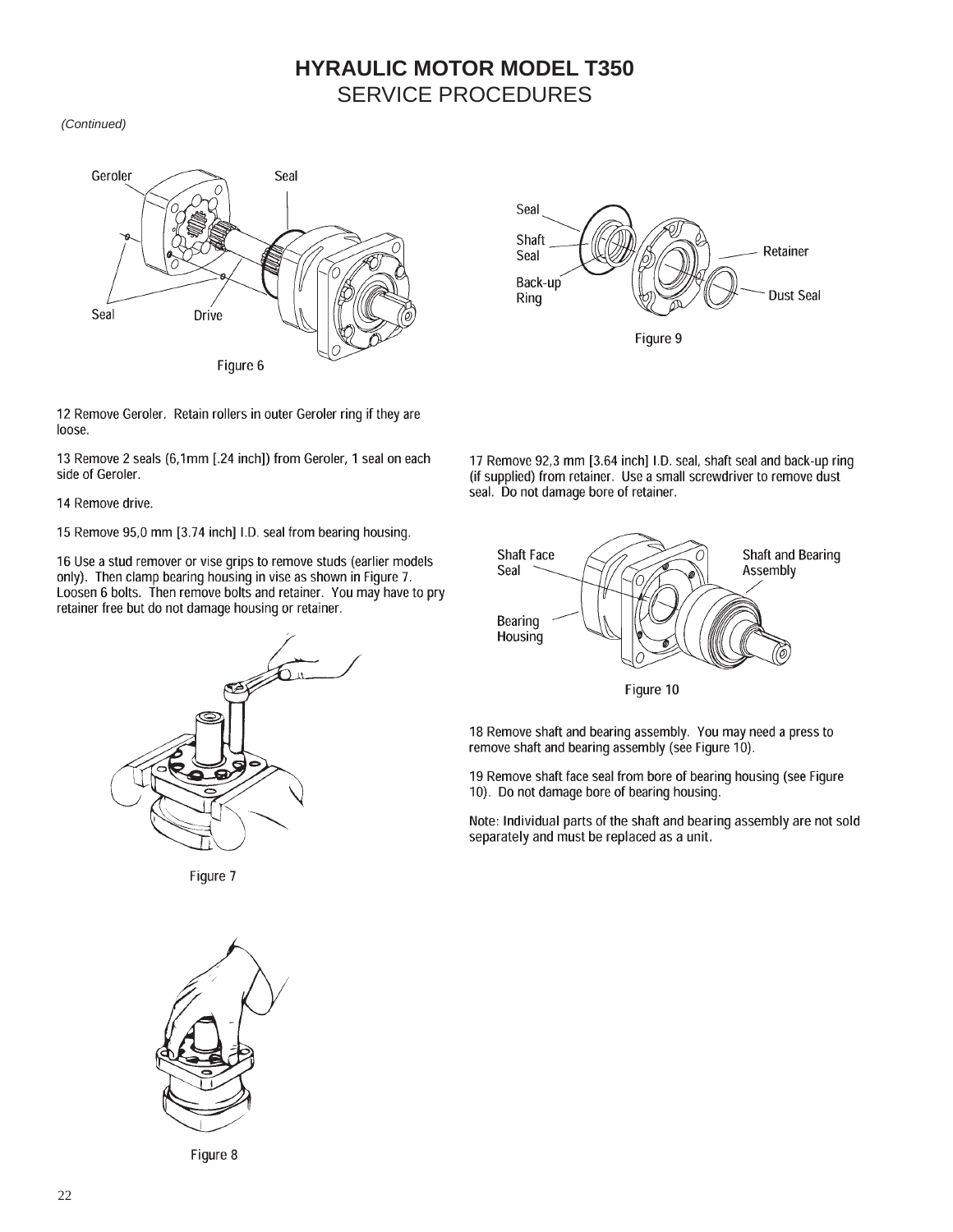# HYRAULIC MOTOR MODEL T350

## SERVICE PROCEDURES

*(Continued)*

Figure 6

12 Remove Geroler. Retain rollers in outer Geroler ring if they are loose.

13 Remove 2 seals (6,1mm [.24 inch]) from Geroler, 1 seal on each side of Geroler.

14 Remove drive.

15 Remove 95,0 mm [3.74 inch] I.D. seal from bearing housing.

16 Use a stud remover or vise grips to remove studs (earlier models only). Then clamp bearing housing in vise as shown in Figure 7. Loosen 6 bolts. Then remove bolts and retainer. You may have to pry retainer free but do not damage housing or retainer.

Figure 7

Figure 8

Figure 9

17 Remove 92,3 mm [3.64 inch] I.D. seal, shaft seal and back-up ring (if supplied) from retainer. Use a small screwdriver to remove dust seal. Do not damage bore of retainer.

Figure 10

18 Remove shaft and bearing assembly. You may need a press to remove shaft and bearing assembly (see Figure 10).

19 Remove shaft face seal from bore of bearing housing (see Figure 10). Do not damage bore of bearing housing.

Note: Individual parts of the shaft and bearing assembly are not sold separately and must be replaced as a unit.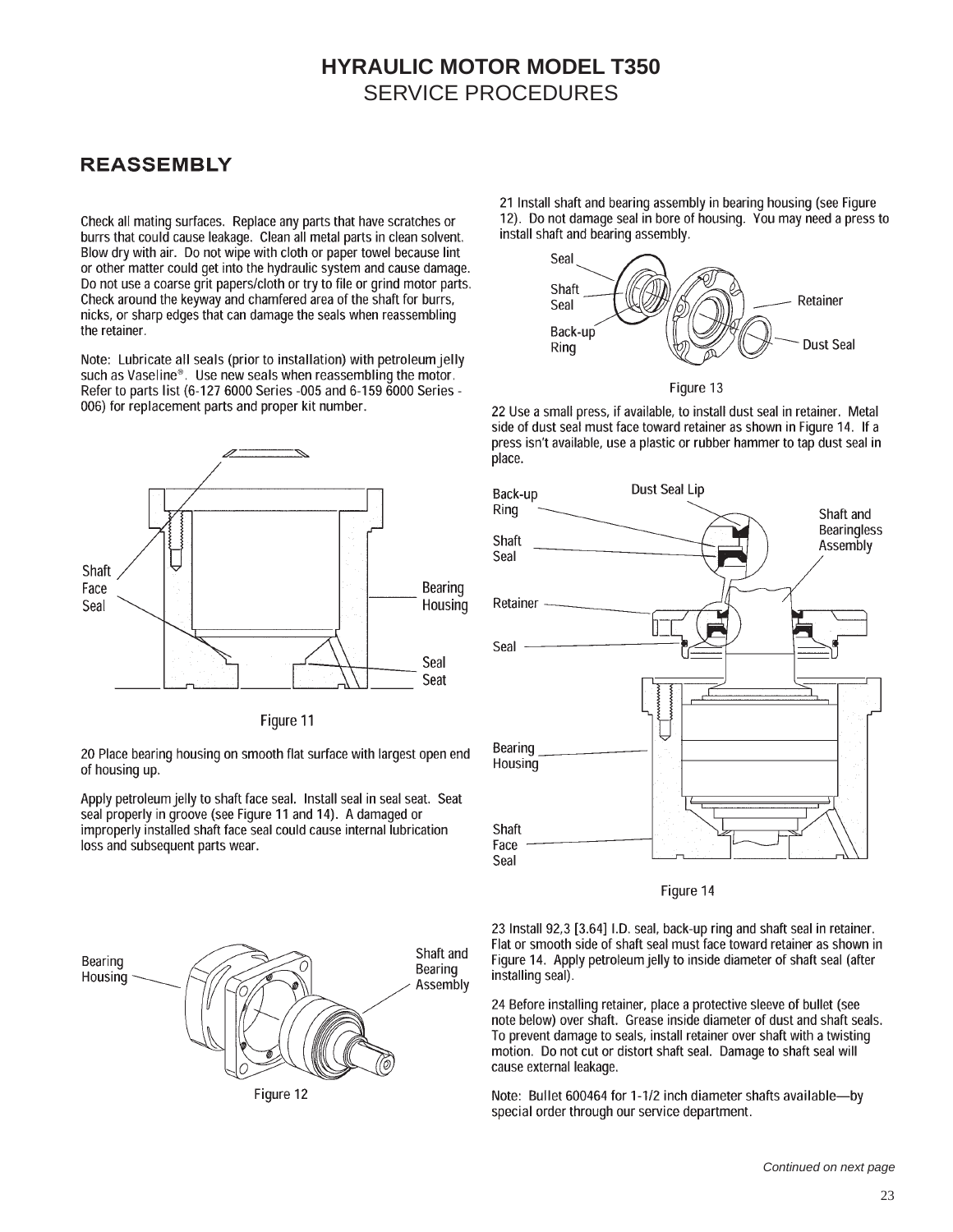# HYRAULIC MOTOR MODEL T350
## SERVICE PROCEDURES

## REASSEMBLY

Check all mating surfaces. Replace any parts that have scratches or burrs that could cause leakage. Clean all metal parts in clean solvent. Blow dry with air. Do not wipe with cloth or paper towel because lint or other matter could get into the hydraulic system and cause damage. Do not use a coarse grit papers/cloth or try to file or grind motor parts. Check around the keyway and chamfered area of the shaft for burrs, nicks, or sharp edges that can damage the seals when reassembling the retainer.

Note: Lubricate all seals (prior to installation) with petroleum jelly such as Vaseline®. Use new seals when reassembling the motor. Refer to parts list (6-127 6000 Series -005 and 6-159 6000 Series - 006) for replacement parts and proper kit number.

Figure 11

20 Place bearing housing on smooth flat surface with largest open end of housing up.

Apply petroleum jelly to shaft face seal. Install seal in seal seat. Seat seal properly in groove (see Figure 11 and 14). A damaged or improperly installed shaft face seal could cause internal lubrication loss and subsequent parts wear.

Figure 12

21 Install shaft and bearing assembly in bearing housing (see Figure 12). Do not damage seal in bore of housing. You may need a press to install shaft and bearing assembly.

Figure 13

22 Use a small press, if available, to install dust seal in retainer. Metal side of dust seal must face toward retainer as shown in Figure 14. If a press isn't available, use a plastic or rubber hammer to tap dust seal in place.

Figure 14

23 Install 92,3 [3.64] I.D. seal, back-up ring and shaft seal in retainer. Flat or smooth side of shaft seal must face toward retainer as shown in Figure 14. Apply petroleum jelly to inside diameter of shaft seal (after installing seal).

24 Before installing retainer, place a protective sleeve of bullet (see note below) over shaft. Grease inside diameter of dust and shaft seals. To prevent damage to seals, install retainer over shaft with a twisting motion. Do not cut or distort shaft seal. Damage to shaft seal will cause external leakage.

Note: Bullet 600464 for 1-1/2 inch diameter shafts available—by special order through our service department.

*Continued on next page*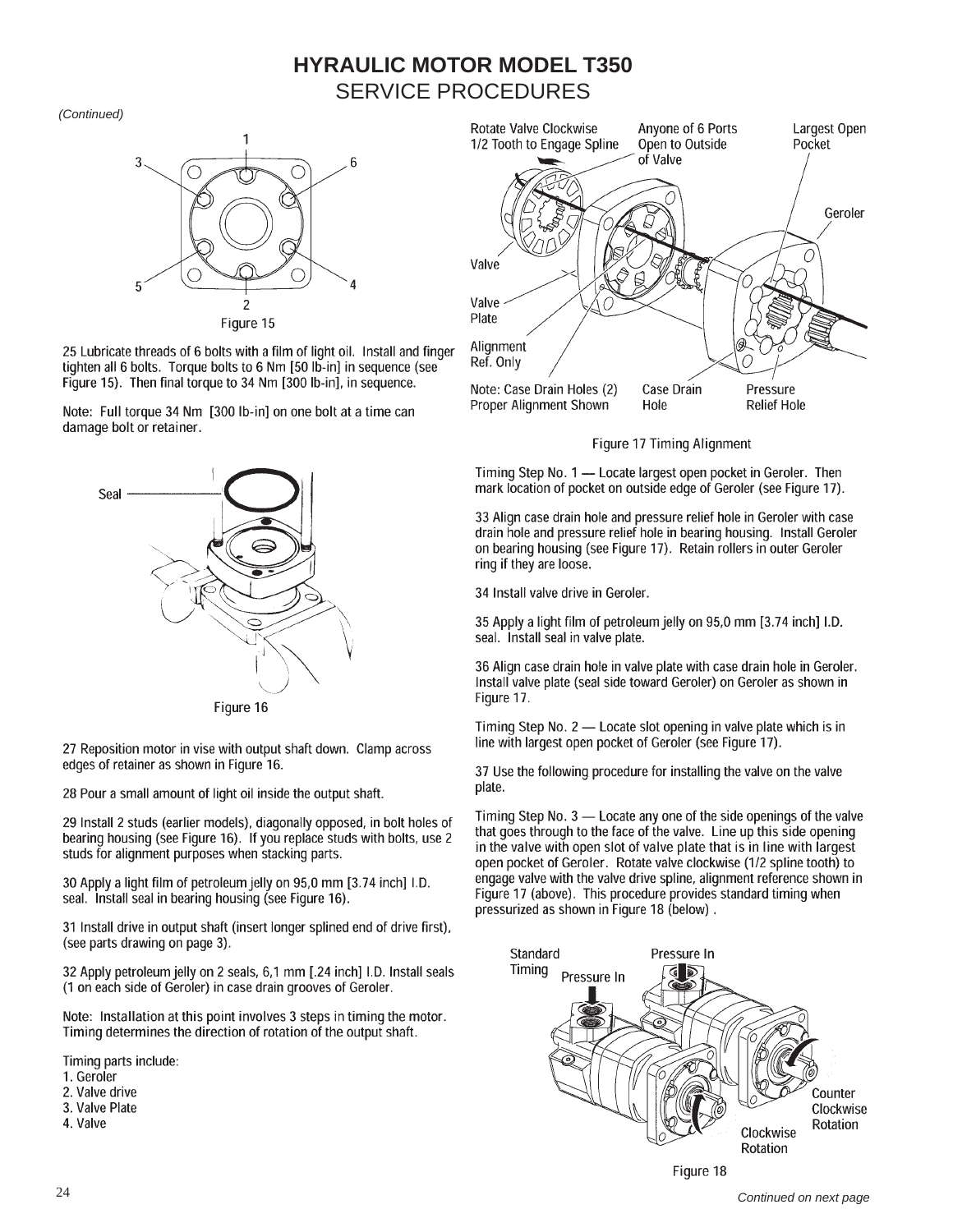# HYRAULIC MOTOR MODEL T350

## SERVICE PROCEDURES

*(Continued)*

Figure 15

25 Lubricate threads of 6 bolts with a film of light oil. Install and finger tighten all 6 bolts. Torque bolts to 6 Nm [50 lb-in] in sequence (see Figure 15). Then final torque to 34 Nm [300 lb-in], in sequence.

Note: Full torque 34 Nm [300 lb-in] on one bolt at a time can damage bolt or retainer.

Figure 16

27 Reposition motor in vise with output shaft down. Clamp across edges of retainer as shown in Figure 16.

28 Pour a small amount of light oil inside the output shaft.

29 Install 2 studs (earlier models), diagonally opposed, in bolt holes of bearing housing (see Figure 16). If you replace studs with bolts, use 2 studs for alignment purposes when stacking parts.

30 Apply a light film of petroleum jelly on 95,0 mm [3.74 inch] I.D. seal. Install seal in bearing housing (see Figure 16).

31 Install drive in output shaft (insert longer splined end of drive first), (see parts drawing on page 3).

32 Apply petroleum jelly on 2 seals, 6,1 mm [.24 inch] I.D. Install seals (1 on each side of Geroler) in case drain grooves of Geroler.

Note: Installation at this point involves 3 steps in timing the motor. Timing determines the direction of rotation of the output shaft.

Timing parts include:

1. Geroler
2. Valve drive
3. Valve Plate
4. Valve

Note: Case Drain Holes (2) Proper Alignment Shown

Figure 17 Timing Alignment

Timing Step No. 1 — Locate largest open pocket in Geroler. Then mark location of pocket on outside edge of Geroler (see Figure 17).

33 Align case drain hole and pressure relief hole in Geroler with case drain hole and pressure relief hole in bearing housing. Install Geroler on bearing housing (see Figure 17). Retain rollers in outer Geroler ring if they are loose.

34 Install valve drive in Geroler.

35 Apply a light film of petroleum jelly on 95,0 mm [3.74 inch] I.D. seal. Install seal in valve plate.

36 Align case drain hole in valve plate with case drain hole in Geroler. Install valve plate (seal side toward Geroler) on Geroler as shown in Figure 17.

Timing Step No. 2 — Locate slot opening in valve plate which is in line with largest open pocket of Geroler (see Figure 17).

37 Use the following procedure for installing the valve on the valve plate.

Timing Step No. 3 — Locate any one of the side openings of the valve that goes through to the face of the valve. Line up this side opening in the valve with open slot of valve plate that is in line with largest open pocket of Geroler. Rotate valve clockwise (1/2 spline tooth) to engage valve with the valve drive spline, alignment reference shown in Figure 17 (above). This procedure provides standard timing when pressurized as shown in Figure 18 (below) .

Figure 18

*Continued on next page*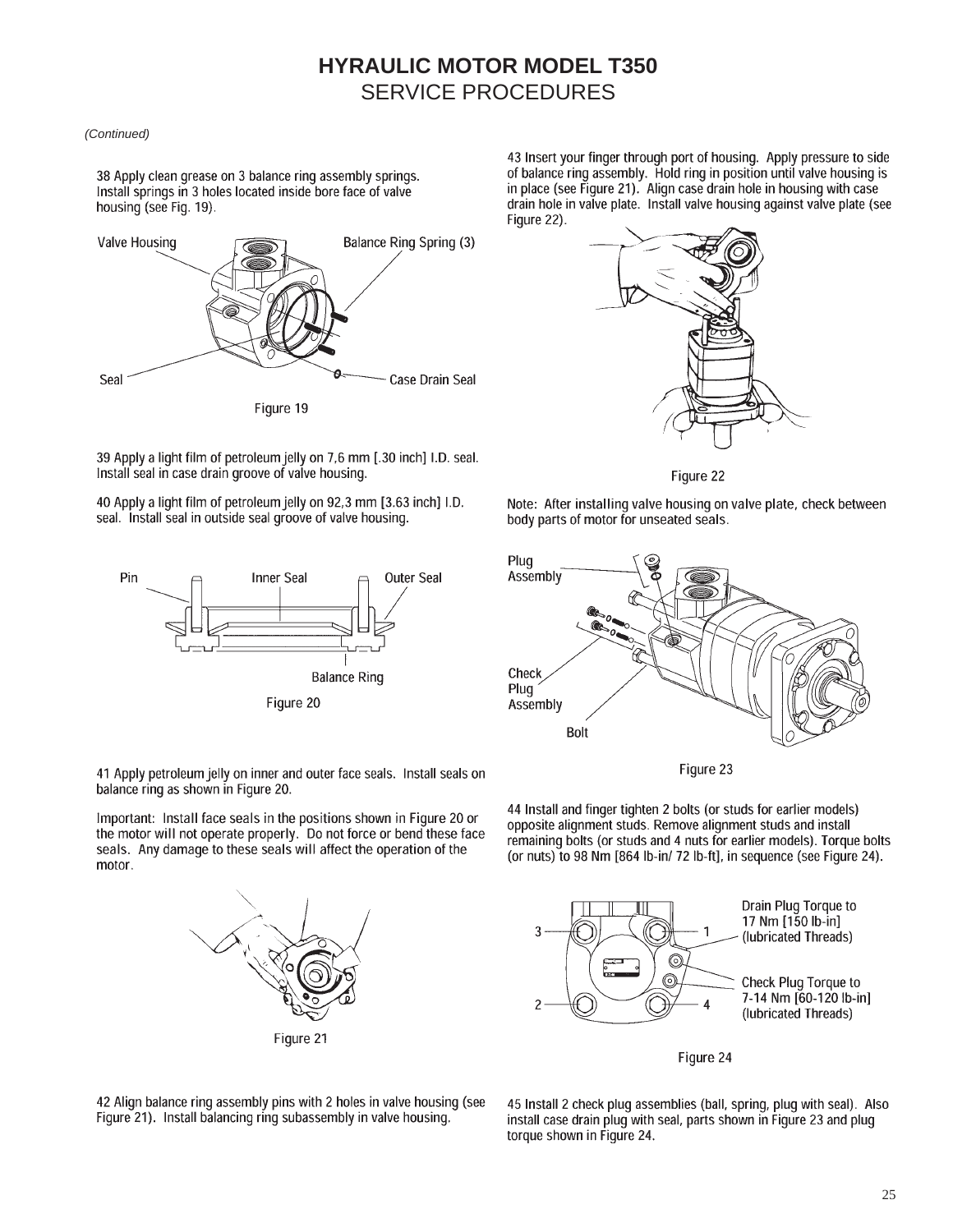# HYRAULIC MOTOR MODEL T350

## SERVICE PROCEDURES

*(Continued)*

38 Apply clean grease on 3 balance ring assembly springs. Install springs in 3 holes located inside bore face of valve housing (see Fig. 19).

Valve Housing

Balance Ring Spring (3)

Seal

Case Drain Seal

Figure 19

39 Apply a light film of petroleum jelly on 7,6 mm [.30 inch] I.D. seal. Install seal in case drain groove of valve housing.

40 Apply a light film of petroleum jelly on 92,3 mm [3.63 inch] I.D. seal. Install seal in outside seal groove of valve housing.

Pin

Inner Seal

Outer Seal

Balance Ring

Figure 20

41 Apply petroleum jelly on inner and outer face seals. Install seals on balance ring as shown in Figure 20.

Important: Install face seals in the positions shown in Figure 20 or the motor will not operate properly. Do not force or bend these face seals. Any damage to these seals will affect the operation of the motor.

Figure 21

42 Align balance ring assembly pins with 2 holes in valve housing (see Figure 21). Install balancing ring subassembly in valve housing.

43 Insert your finger through port of housing. Apply pressure to side of balance ring assembly. Hold ring in position until valve housing is in place (see Figure 21). Align case drain hole in housing with case drain hole in valve plate. Install valve housing against valve plate (see Figure 22).

Figure 22

Note: After installing valve housing on valve plate, check between body parts of motor for unseated seals.

Plug Assembly

Check Plug Assembly

Bolt

Figure 23

44 Install and finger tighten 2 bolts (or studs for earlier models) opposite alignment studs. Remove alignment studs and install remaining bolts (or studs and 4 nuts for earlier models). Torque bolts (or nuts) to 98 Nm [864 lb-in/ 72 lb-ft], in sequence (see Figure 24).

Drain Plug Torque to 17 Nm [150 lb-in] (lubricated Threads)

Check Plug Torque to 7-14 Nm [60-120 lb-in] (lubricated Threads)

Figure 24

45 Install 2 check plug assemblies (ball, spring, plug with seal). Also install case drain plug with seal, parts shown in Figure 23 and plug torque shown in Figure 24.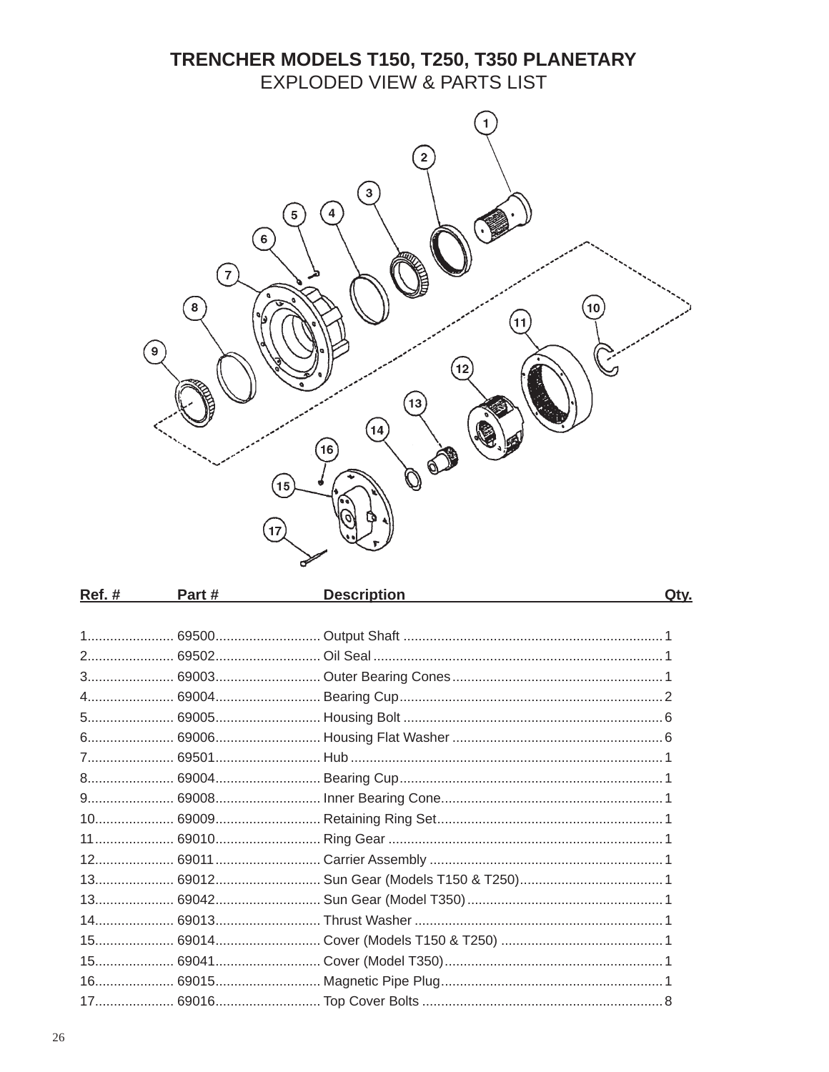# TRENCHER MODELS T150, T250, T350 PLANETARY

## EXPLODED VIEW & PARTS LIST

| Ref. # | Part # | Description | Qty. |
|---|---|---|---|
| 1 | 69500 | Output Shaft | 1 |
| 2 | 69502 | Oil Seal | 1 |
| 3 | 69003 | Outer Bearing Cones | 1 |
| 4 | 69004 | Bearing Cup | 2 |
| 5 | 69005 | Housing Bolt | 6 |
| 6 | 69006 | Housing Flat Washer | 6 |
| 7 | 69501 | Hub | 1 |
| 8 | 69004 | Bearing Cup | 1 |
| 9 | 69008 | Inner Bearing Cone | 1 |
| 10 | 69009 | Retaining Ring Set | 1 |
| 11 | 69010 | Ring Gear | 1 |
| 12 | 69011 | Carrier Assembly | 1 |
| 13 | 69012 | Sun Gear (Models T150 & T250) | 1 |
| 13 | 69042 | Sun Gear (Model T350) | 1 |
| 14 | 69013 | Thrust Washer | 1 |
| 15 | 69014 | Cover (Models T150 & T250) | 1 |
| 15 | 69041 | Cover (Model T350) | 1 |
| 16 | 69015 | Magnetic Pipe Plug | 1 |
| 17 | 69016 | Top Cover Bolts | 8 |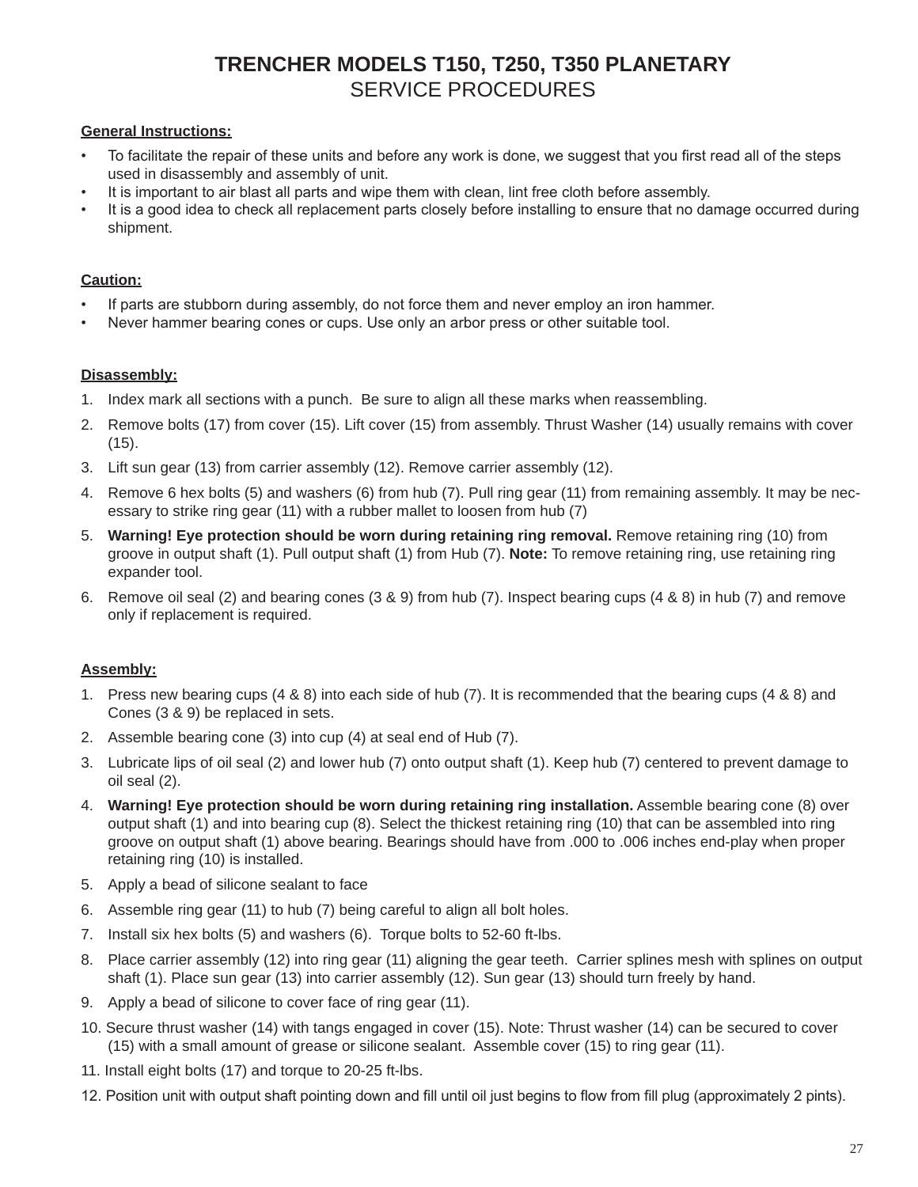# TRENCHER MODELS T150, T250, T350 PLANETARY
## SERVICE PROCEDURES

**General Instructions:**

- To facilitate the repair of these units and before any work is done, we suggest that you first read all of the steps used in disassembly and assembly of unit.
- It is important to air blast all parts and wipe them with clean, lint free cloth before assembly.
- It is a good idea to check all replacement parts closely before installing to ensure that no damage occurred during shipment.

**Caution:**

- If parts are stubborn during assembly, do not force them and never employ an iron hammer.
- Never hammer bearing cones or cups. Use only an arbor press or other suitable tool.

**Disassembly:**

1. Index mark all sections with a punch. Be sure to align all these marks when reassembling.
2. Remove bolts (17) from cover (15). Lift cover (15) from assembly. Thrust Washer (14) usually remains with cover (15).
3. Lift sun gear (13) from carrier assembly (12). Remove carrier assembly (12).
4. Remove 6 hex bolts (5) and washers (6) from hub (7). Pull ring gear (11) from remaining assembly. It may be necessary to strike ring gear (11) with a rubber mallet to loosen from hub (7)
5. **Warning! Eye protection should be worn during retaining ring removal.** Remove retaining ring (10) from groove in output shaft (1). Pull output shaft (1) from Hub (7). **Note:** To remove retaining ring, use retaining ring expander tool.
6. Remove oil seal (2) and bearing cones (3 & 9) from hub (7). Inspect bearing cups (4 & 8) in hub (7) and remove only if replacement is required.

**Assembly:**

1. Press new bearing cups (4 & 8) into each side of hub (7). It is recommended that the bearing cups (4 & 8) and Cones (3 & 9) be replaced in sets.
2. Assemble bearing cone (3) into cup (4) at seal end of Hub (7).
3. Lubricate lips of oil seal (2) and lower hub (7) onto output shaft (1). Keep hub (7) centered to prevent damage to oil seal (2).
4. **Warning! Eye protection should be worn during retaining ring installation.** Assemble bearing cone (8) over output shaft (1) and into bearing cup (8). Select the thickest retaining ring (10) that can be assembled into ring groove on output shaft (1) above bearing. Bearings should have from .000 to .006 inches end-play when proper retaining ring (10) is installed.
5. Apply a bead of silicone sealant to face
6. Assemble ring gear (11) to hub (7) being careful to align all bolt holes.
7. Install six hex bolts (5) and washers (6). Torque bolts to 52-60 ft-lbs.
8. Place carrier assembly (12) into ring gear (11) aligning the gear teeth. Carrier splines mesh with splines on output shaft (1). Place sun gear (13) into carrier assembly (12). Sun gear (13) should turn freely by hand.
9. Apply a bead of silicone to cover face of ring gear (11).
10. Secure thrust washer (14) with tangs engaged in cover (15). Note: Thrust washer (14) can be secured to cover (15) with a small amount of grease or silicone sealant. Assemble cover (15) to ring gear (11).
11. Install eight bolts (17) and torque to 20-25 ft-lbs.
12. Position unit with output shaft pointing down and fill until oil just begins to flow from fill plug (approximately 2 pints).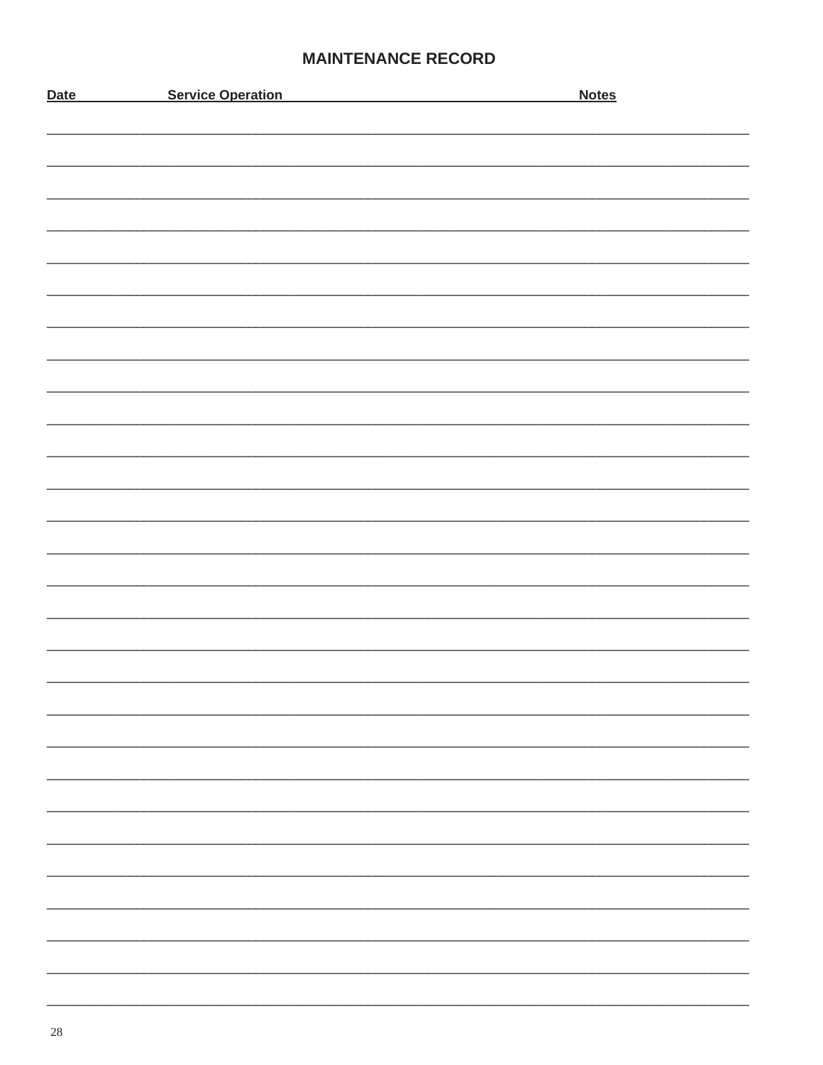## MAINTENANCE RECORD

| Date | Service Operation | Notes |
|---|---|---|
| | | |
| | | |
| | | |
| | | |
| | | |
| | | |
| | | |
| | | |
| | | |
| | | |
| | | |
| | | |
| | | |
| | | |
| | | |
| | | |
| | | |
| | | |
| | | |
| | | |
| | | |
| | | |
| | | |
| | | |
| | | |
| | | |
| | | |
| | | |